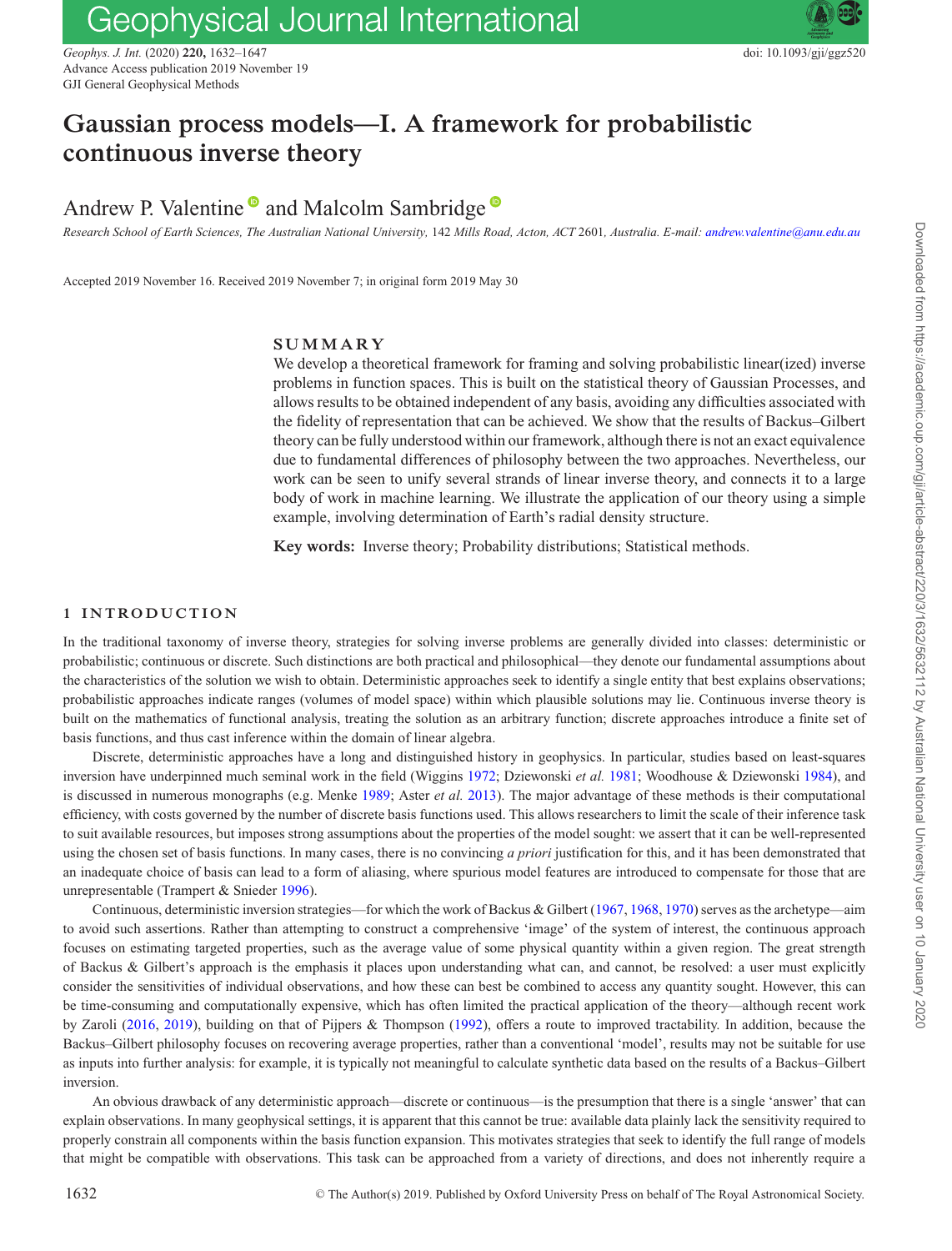# Gaussian process models—I. A framework for probabilistic continuous inverse theory

Andrew P. Valentine and Malcolm Sambridge

*Research School of Earth Sciences, The Australian National University,* 142 *Mills Road, Acton, ACT* 2601*, Australia. E-mail: andrew.valentine@anu.edu.au*

Accepted 2019 November 16. Received 2019 November 7; in original form 2019 May 30

## SUMMARY

We develop a theoretical framework for framing and solving probabilistic linear(ized) inverse problems in function spaces. This is built on the statistical theory of Gaussian Processes, and allows results to be obtained independent of any basis, avoiding any difficulties associated with the fidelity of representation that can be achieved. We show that the results of Backus–Gilbert theory can be fully understood within our framework, although there is not an exact equivalence due to fundamental differences of philosophy between the two approaches. Nevertheless, our work can be seen to unify several strands of linear inverse theory, and connects it to a large body of work in machine learning. We illustrate the application of our theory using a simple example, involving determination of Earth's radial density structure.

**Key words:** Inverse theory; Probability distributions; Statistical methods.

## 1 INTRODUCTION

In the traditional taxonomy of inverse theory, strategies for solving inverse problems are generally divided into classes: deterministic or probabilistic; continuous or discrete. Such distinctions are both practical and philosophical—they denote our fundamental assumptions about the characteristics of the solution we wish to obtain. Deterministic approaches seek to identify a single entity that best explains observations; probabilistic approaches indicate ranges (volumes of model space) within which plausible solutions may lie. Continuous inverse theory is built on the mathematics of functional analysis, treating the solution as an arbitrary function; discrete approaches introduce a finite set of basis functions, and thus cast inference within the domain of linear algebra.

Discrete, deterministic approaches have a long and distinguished history in geophysics. In particular, studies based on least-squares inversion have underpinned much seminal work in the field (Wiggins 1972; Dziewonski *et al.* 1981; Woodhouse & Dziewonski 1984), and is discussed in numerous monographs (e.g. Menke 1989; Aster *et al.* 2013). The major advantage of these methods is their computational efficiency, with costs governed by the number of discrete basis functions used. This allows researchers to limit the scale of their inference task to suit available resources, but imposes strong assumptions about the properties of the model sought: we assert that it can be well-represented using the chosen set of basis functions. In many cases, there is no convincing *a priori* justification for this, and it has been demonstrated that an inadequate choice of basis can lead to a form of aliasing, where spurious model features are introduced to compensate for those that are unrepresentable (Trampert & Snieder 1996).

Continuous, deterministic inversion strategies—for which the work of Backus & Gilbert (1967, 1968, 1970) serves as the archetype—aim to avoid such assertions. Rather than attempting to construct a comprehensive 'image' of the system of interest, the continuous approach focuses on estimating targeted properties, such as the average value of some physical quantity within a given region. The great strength of Backus & Gilbert's approach is the emphasis it places upon understanding what can, and cannot, be resolved: a user must explicitly consider the sensitivities of individual observations, and how these can be combined to access any quantity sought. However, this can be time-consuming and computationally expensive, which has often limited the practical application of the theory—although recent work by Zaroli (2016, 2019), building on that of Pijpers & Thompson (1992), offers a route to improved tractability. In addition, because the Backus–Gilbert philosophy focuses on recovering average properties, rather than a conventional 'model', results may not be suitable for use as inputs into further analysis: for example, it is typically not meaningful to calculate synthetic data based on the results of a Backus–Gilbert inversion.

An obvious drawback of any deterministic approach—discrete or continuous—is the presumption that there is a single 'answer' that can explain observations. In many geophysical settings, it is apparent that this cannot be true: available data plainly lack the sensitivity required to properly constrain all components within the basis function expansion. This motivates strategies that seek to identify the full range of models that might be compatible with observations. This task can be approached from a variety of directions, and does not inherently require a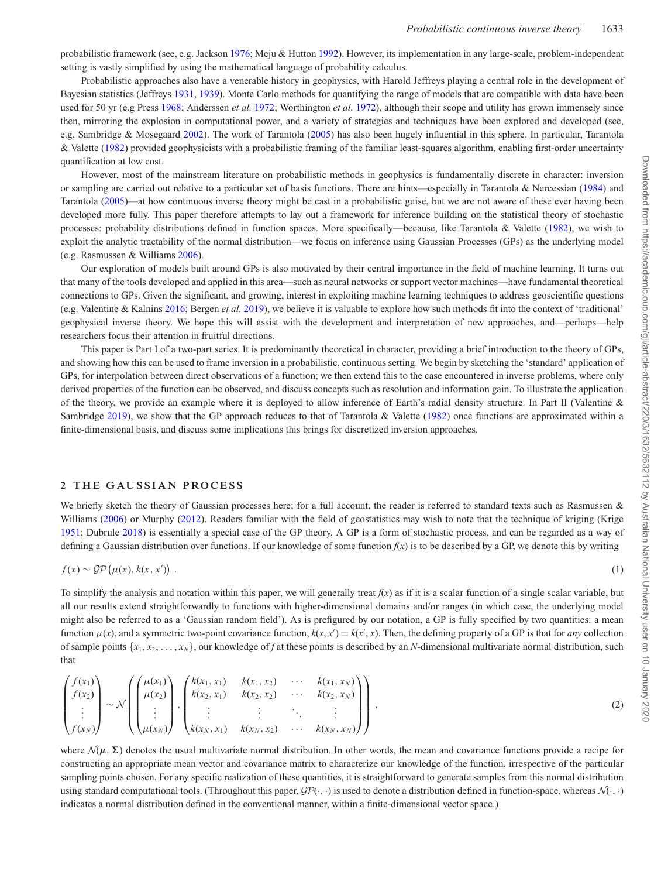probabilistic framework (see, e.g. Jackson 1976; Meju & Hutton 1992). However, its implementation in any large-scale, problem-independent setting is vastly simplified by using the mathematical language of probability calculus.

Probabilistic approaches also have a venerable history in geophysics, with Harold Jeffreys playing a central role in the development of Bayesian statistics (Jeffreys 1931, 1939). Monte Carlo methods for quantifying the range of models that are compatible with data have been used for 50 yr (e.g Press 1968; Anderssen *et al.* 1972; Worthington *et al.* 1972), although their scope and utility has grown immensely since then, mirroring the explosion in computational power, and a variety of strategies and techniques have been explored and developed (see, e.g. Sambridge & Mosegaard 2002). The work of Tarantola (2005) has also been hugely influential in this sphere. In particular, Tarantola & Valette (1982) provided geophysicists with a probabilistic framing of the familiar least-squares algorithm, enabling first-order uncertainty quantification at low cost.

However, most of the mainstream literature on probabilistic methods in geophysics is fundamentally discrete in character: inversion or sampling are carried out relative to a particular set of basis functions. There are hints—especially in Tarantola & Nercessian (1984) and Tarantola (2005)—at how continuous inverse theory might be cast in a probabilistic guise, but we are not aware of these ever having been developed more fully. This paper therefore attempts to lay out a framework for inference building on the statistical theory of stochastic processes: probability distributions defined in function spaces. More specifically—because, like Tarantola & Valette (1982), we wish to exploit the analytic tractability of the normal distribution—we focus on inference using Gaussian Processes (GPs) as the underlying model (e.g. Rasmussen & Williams 2006).

Our exploration of models built around GPs is also motivated by their central importance in the field of machine learning. It turns out that many of the tools developed and applied in this area—such as neural networks or support vector machines—have fundamental theoretical connections to GPs. Given the significant, and growing, interest in exploiting machine learning techniques to address geoscientific questions (e.g. Valentine & Kalnins 2016; Bergen *et al.* 2019), we believe it is valuable to explore how such methods fit into the context of 'traditional' geophysical inverse theory. We hope this will assist with the development and interpretation of new approaches, and—perhaps—help researchers focus their attention in fruitful directions.

This paper is Part I of a two-part series. It is predominantly theoretical in character, providing a brief introduction to the theory of GPs, and showing how this can be used to frame inversion in a probabilistic, continuous setting. We begin by sketching the 'standard' application of GPs, for interpolation between direct observations of a function; we then extend this to the case encountered in inverse problems, where only derived properties of the function can be observed, and discuss concepts such as resolution and information gain. To illustrate the application of the theory, we provide an example where it is deployed to allow inference of Earth's radial density structure. In Part II (Valentine & Sambridge 2019), we show that the GP approach reduces to that of Tarantola & Valette (1982) once functions are approximated within a finite-dimensional basis, and discuss some implications this brings for discretized inversion approaches.

## 2 THE GAUSSIAN PROCESS

We briefly sketch the theory of Gaussian processes here; for a full account, the reader is referred to standard texts such as Rasmussen & Williams (2006) or Murphy (2012). Readers familiar with the field of geostatistics may wish to note that the technique of kriging (Krige 1951; Dubrule 2018) is essentially a special case of the GP theory. A GP is a form of stochastic process, and can be regarded as a way of defining a Gaussian distribution over functions. If our knowledge of some function $f(x)$ is to be described by a GP, we denote this by writing

$$f(x) \sim \mathcal{GP}\left(\mu(x), k(x, x')\right) . \tag{1}$$

To simplify the analysis and notation within this paper, we will generally treat $f(x)$ as if it is a scalar function of a single scalar variable, but all our results extend straightforwardly to functions with higher-dimensional domains and/or ranges (in which case, the underlying model might also be referred to as a 'Gaussian random field'). As is prefigured by our notation, a GP is fully specified by two quantities: a mean function $\mu(x)$, and a symmetric two-point covariance function, $k(x, x') = k(x', x)$. Then, the defining property of a GP is that for *any* collection of sample points $\{x_1, x_2, \ldots, x_N\}$, our knowledge of $f$ at these points is described by an $N$-dimensional multivariate normal distribution, such that

$$\begin{pmatrix} f(x_1) \\ f(x_2) \\ \vdots \\ f(x_N) \end{pmatrix} \sim \mathcal{N}\left( \begin{pmatrix} \mu(x_1) \\ \mu(x_2) \\ \vdots \\ \mu(x_N) \end{pmatrix}, \begin{pmatrix} k(x_1, x_1) & k(x_1, x_2) & \cdots & k(x_1, x_N) \\ k(x_2, x_1) & k(x_2, x_2) & \cdots & k(x_2, x_N) \\ \vdots & \vdots & \ddots & \vdots \\ k(x_N, x_1) & k(x_N, x_2) & \cdots & k(x_N, x_N) \end{pmatrix} \right), \tag{2}$$

where $\mathcal{N}(\boldsymbol{\mu}, \boldsymbol{\Sigma})$ denotes the usual multivariate normal distribution. In other words, the mean and covariance functions provide a recipe for constructing an appropriate mean vector and covariance matrix to characterize our knowledge of the function, irrespective of the particular sampling points chosen. For any specific realization of these quantities, it is straightforward to generate samples from this normal distribution using standard computational tools. (Throughout this paper, $\mathcal{GP}(\cdot, \cdot)$ is used to denote a distribution defined in function-space, whereas $\mathcal{N}(\cdot, \cdot)$ indicates a normal distribution defined in the conventional manner, within a finite-dimensional vector space.)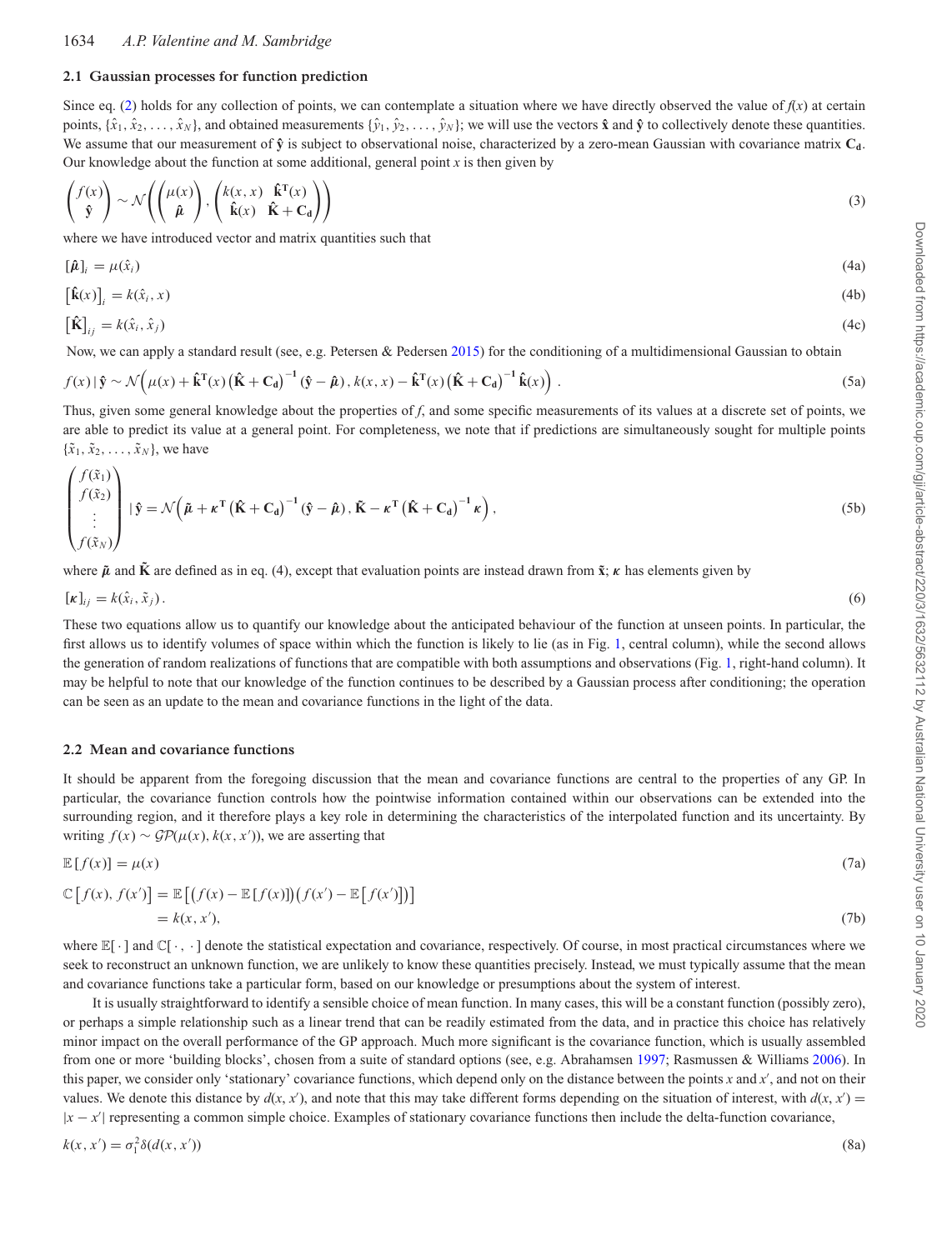### 2.1 Gaussian processes for function prediction

Since eq. (2) holds for any collection of points, we can contemplate a situation where we have directly observed the value of $f(x)$ at certain points, $\{\hat{x}_1, \hat{x}_2, \ldots, \hat{x}_N\}$, and obtained measurements $\{\hat{y}_1, \hat{y}_2, \ldots, \hat{y}_N\}$; we will use the vectors $\hat{\mathbf{x}}$ and $\hat{\mathbf{y}}$ to collectively denote these quantities. We assume that our measurement of $\hat{\mathbf{y}}$ is subject to observational noise, characterized by a zero-mean Gaussian with covariance matrix $\mathbf{C_d}$. Our knowledge about the function at some additional, general point $x$ is then given by

$$\begin{pmatrix} f(x) \\ \hat{\mathbf{y}} \end{pmatrix} \sim \mathcal{N}\left( \begin{pmatrix} \mu(x) \\ \hat{\boldsymbol{\mu}} \end{pmatrix}, \begin{pmatrix} k(x,x) & \hat{\mathbf{k}}^{\mathbf{T}}(x) \\ \hat{\mathbf{k}}(x) & \hat{\mathbf{K}} + \mathbf{C_d} \end{pmatrix} \right) \tag{3}$$

where we have introduced vector and matrix quantities such that

$$[\hat{\boldsymbol{\mu}}]_i = \mu(\hat{x}_i) \tag{4a}$$

$$\left[\hat{\mathbf{k}}(x)\right]_i = k(\hat{x}_i, x) \tag{4b}$$

$$\left[\hat{\mathbf{K}}\right]_{ij} = k(\hat{x}_i, \hat{x}_j) \tag{4c}$$

Now, we can apply a standard result (see, e.g. Petersen & Pedersen 2015) for the conditioning of a multidimensional Gaussian to obtain

$$f(x) \,|\, \hat{\mathbf{y}} \sim \mathcal{N}\left(\mu(x) + \hat{\mathbf{k}}^{\mathbf{T}}(x) \left(\hat{\mathbf{K}} + \mathbf{C_d}\right)^{-1} (\hat{\mathbf{y}} - \hat{\boldsymbol{\mu}}), k(x,x) - \hat{\mathbf{k}}^{\mathbf{T}}(x) \left(\hat{\mathbf{K}} + \mathbf{C_d}\right)^{-1} \hat{\mathbf{k}}(x)\right). \tag{5a}$$

Thus, given some general knowledge about the properties of $f$, and some specific measurements of its values at a discrete set of points, we are able to predict its value at a general point. For completeness, we note that if predictions are simultaneously sought for multiple points $\{\tilde{x}_1, \tilde{x}_2, \ldots, \tilde{x}_N\}$, we have

$$\begin{pmatrix} f(\tilde{x}_1) \\ f(\tilde{x}_2) \\ \vdots \\ f(\tilde{x}_N) \end{pmatrix} \,|\, \hat{\mathbf{y}} = \mathcal{N}\left(\tilde{\boldsymbol{\mu}} + \boldsymbol{\kappa}^{\mathbf{T}} \left(\hat{\mathbf{K}} + \mathbf{C_d}\right)^{-1} (\hat{\mathbf{y}} - \hat{\boldsymbol{\mu}}), \tilde{\mathbf{K}} - \boldsymbol{\kappa}^{\mathbf{T}} \left(\hat{\mathbf{K}} + \mathbf{C_d}\right)^{-1} \boldsymbol{\kappa}\right), \tag{5b}$$

where $\tilde{\boldsymbol{\mu}}$ and $\tilde{\mathbf{K}}$ are defined as in eq. (4), except that evaluation points are instead drawn from $\tilde{\mathbf{x}}$; $\boldsymbol{\kappa}$ has elements given by

$$[\boldsymbol{\kappa}]_{ij} = k(\hat{x}_i, \tilde{x}_j). \tag{6}$$

These two equations allow us to quantify our knowledge about the anticipated behaviour of the function at unseen points. In particular, the first allows us to identify volumes of space within which the function is likely to lie (as in Fig. 1, central column), while the second allows the generation of random realizations of functions that are compatible with both assumptions and observations (Fig. 1, right-hand column). It may be helpful to note that our knowledge of the function continues to be described by a Gaussian process after conditioning; the operation can be seen as an update to the mean and covariance functions in the light of the data.

### 2.2 Mean and covariance functions

It should be apparent from the foregoing discussion that the mean and covariance functions are central to the properties of any GP. In particular, the covariance function controls how the pointwise information contained within our observations can be extended into the surrounding region, and it therefore plays a key role in determining the characteristics of the interpolated function and its uncertainty. By writing $f(x) \sim \mathcal{GP}(\mu(x), k(x, x'))$, we are asserting that

$$\mathbb{E}\left[f(x)\right] = \mu(x) \tag{7a}$$

$$\begin{aligned} \mathbb{C}\left[f(x), f(x')\right] &= \mathbb{E}\left[\left(f(x) - \mathbb{E}\left[f(x)\right]\right)\left(f(x') - \mathbb{E}\left[f(x')\right]\right)\right] \\ &= k(x, x'), \end{aligned} \tag{7b}$$

where $\mathbb{E}[\,\cdot\,]$ and $\mathbb{C}[\,\cdot\,,\,\cdot\,]$ denote the statistical expectation and covariance, respectively. Of course, in most practical circumstances where we seek to reconstruct an unknown function, we are unlikely to know these quantities precisely. Instead, we must typically assume that the mean and covariance functions take a particular form, based on our knowledge or presumptions about the system of interest.

It is usually straightforward to identify a sensible choice of mean function. In many cases, this will be a constant function (possibly zero), or perhaps a simple relationship such as a linear trend that can be readily estimated from the data, and in practice this choice has relatively minor impact on the overall performance of the GP approach. Much more significant is the covariance function, which is usually assembled from one or more 'building blocks', chosen from a suite of standard options (see, e.g. Abrahamsen 1997; Rasmussen & Williams 2006). In this paper, we consider only 'stationary' covariance functions, which depend only on the distance between the points $x$ and $x'$, and not on their values. We denote this distance by $d(x, x')$, and note that this may take different forms depending on the situation of interest, with $d(x, x') = |x - x'|$ representing a common simple choice. Examples of stationary covariance functions then include the delta-function covariance,

$$k(x, x') = \sigma_1^2 \delta(d(x, x')) \tag{8a}$$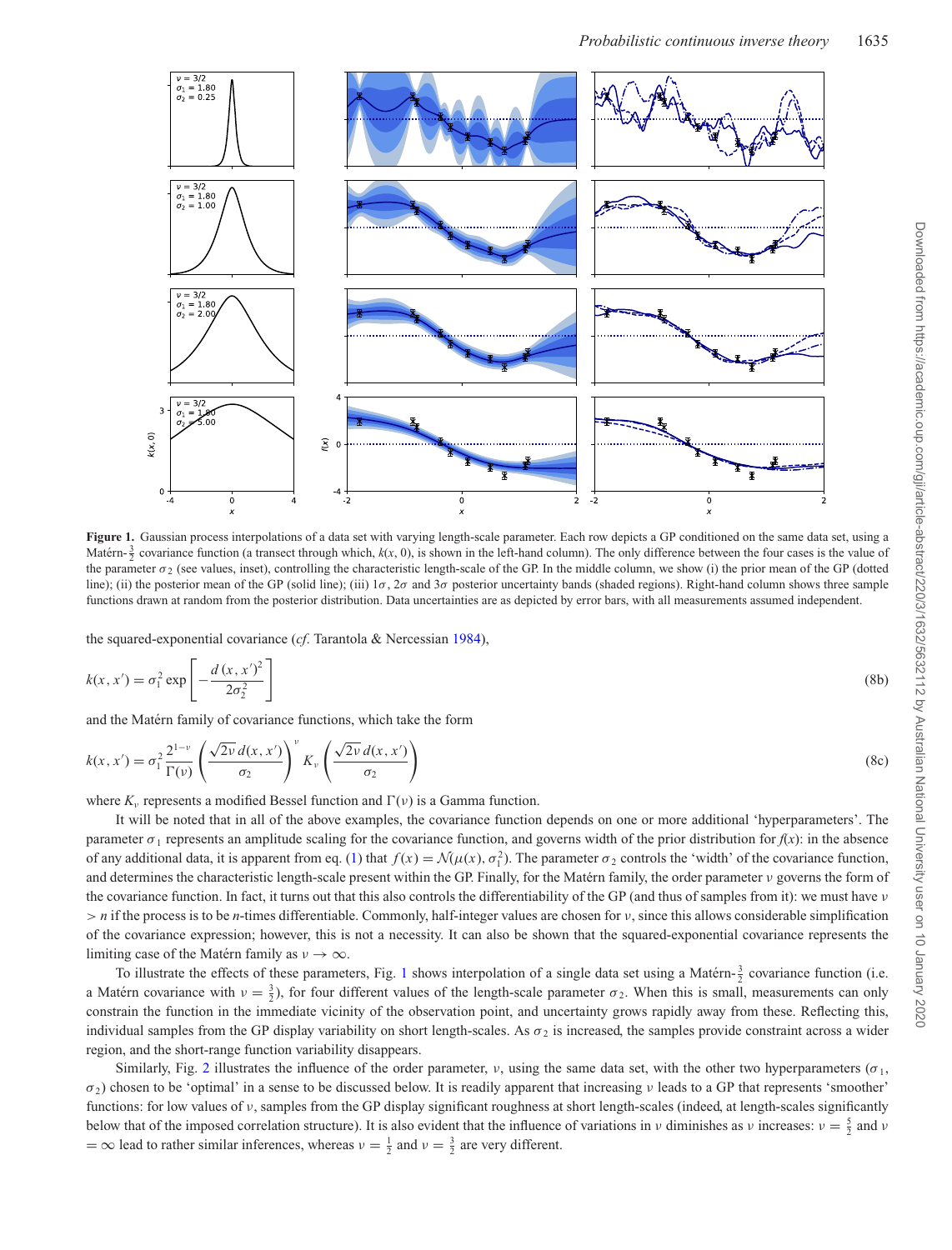**Figure 1.** Gaussian process interpolations of a data set with varying length-scale parameter. Each row depicts a GP conditioned on the same data set, using a Matérn-$\frac{3}{2}$ covariance function (a transect through which, $k(x, 0)$, is shown in the left-hand column). The only difference between the four cases is the value of the parameter $\sigma_2$ (see values, inset), controlling the characteristic length-scale of the GP. In the middle column, we show (i) the prior mean of the GP (dotted line); (ii) the posterior mean of the GP (solid line); (iii) $1\sigma$, $2\sigma$ and $3\sigma$ posterior uncertainty bands (shaded regions). Right-hand column shows three sample functions drawn at random from the posterior distribution. Data uncertainties are as depicted by error bars, with all measurements assumed independent.

the squared-exponential covariance (*cf.* Tarantola & Nercessian 1984),

$$k(x, x') = \sigma_1^2 \exp\left[-\frac{d\,(x, x')^2}{2\sigma_2^2}\right] \tag{8b}$$

and the Matérn family of covariance functions, which take the form

$$k(x, x') = \sigma_1^2 \frac{2^{1-\nu}}{\Gamma(\nu)} \left(\frac{\sqrt{2\nu}\, d(x, x')}{\sigma_2}\right)^{\nu} K_\nu \left(\frac{\sqrt{2\nu}\, d(x, x')}{\sigma_2}\right) \tag{8c}$$

where $K_\nu$ represents a modified Bessel function and $\Gamma(\nu)$ is a Gamma function.

It will be noted that in all of the above examples, the covariance function depends on one or more additional 'hyperparameters'. The parameter $\sigma_1$ represents an amplitude scaling for the covariance function, and governs width of the prior distribution for $f(x)$: in the absence of any additional data, it is apparent from eq. (1) that $f(x) = \mathcal{N}(\mu(x), \sigma_1^2)$. The parameter $\sigma_2$ controls the 'width' of the covariance function, and determines the characteristic length-scale present within the GP. Finally, for the Matérn family, the order parameter $\nu$ governs the form of the covariance function. In fact, it turns out that this also controls the differentiability of the GP (and thus of samples from it): we must have $\nu > n$ if the process is to be $n$-times differentiable. Commonly, half-integer values are chosen for $\nu$, since this allows considerable simplification of the covariance expression; however, this is not a necessity. It can also be shown that the squared-exponential covariance represents the limiting case of the Matérn family as $\nu \to \infty$.

To illustrate the effects of these parameters, Fig. 1 shows interpolation of a single data set using a Matérn-$\frac{3}{2}$ covariance function (i.e. a Matérn covariance with $\nu = \frac{3}{2}$), for four different values of the length-scale parameter $\sigma_2$. When this is small, measurements can only constrain the function in the immediate vicinity of the observation point, and uncertainty grows rapidly away from these. Reflecting this, individual samples from the GP display variability on short length-scales. As $\sigma_2$ is increased, the samples provide constraint across a wider region, and the short-range function variability disappears.

Similarly, Fig. 2 illustrates the influence of the order parameter, $\nu$, using the same data set, with the other two hyperparameters ($\sigma_1$, $\sigma_2$) chosen to be 'optimal' in a sense to be discussed below. It is readily apparent that increasing $\nu$ leads to a GP that represents 'smoother' functions: for low values of $\nu$, samples from the GP display significant roughness at short length-scales (indeed, at length-scales significantly below that of the imposed correlation structure). It is also evident that the influence of variations in $\nu$ diminishes as $\nu$ increases: $\nu = \frac{5}{2}$ and $\nu = \infty$ lead to rather similar inferences, whereas $\nu = \frac{1}{2}$ and $\nu = \frac{3}{2}$ are very different.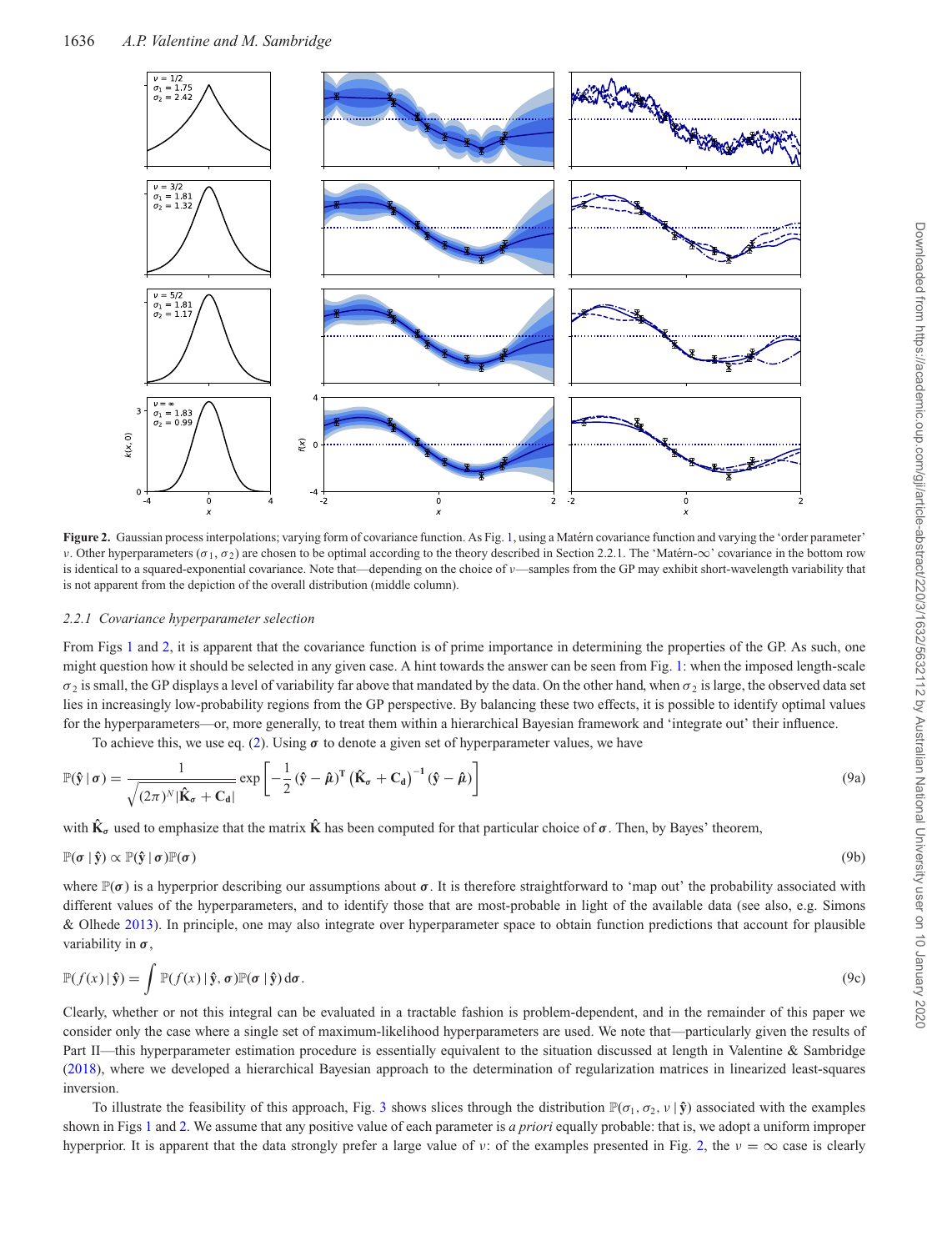**Figure 2.** Gaussian process interpolations; varying form of covariance function. As Fig. 1, using a Matérn covariance function and varying the 'order parameter' $\nu$. Other hyperparameters ($\sigma_1$, $\sigma_2$) are chosen to be optimal according to the theory described in Section 2.2.1. The 'Matérn-$\infty$' covariance in the bottom row is identical to a squared-exponential covariance. Note that—depending on the choice of $\nu$—samples from the GP may exhibit short-wavelength variability that is not apparent from the depiction of the overall distribution (middle column).

### 2.2.1 *Covariance hyperparameter selection*

From Figs 1 and 2, it is apparent that the covariance function is of prime importance in determining the properties of the GP. As such, one might question how it should be selected in any given case. A hint towards the answer can be seen from Fig. 1: when the imposed length-scale $\sigma_2$ is small, the GP displays a level of variability far above that mandated by the data. On the other hand, when $\sigma_2$ is large, the observed data set lies in increasingly low-probability regions from the GP perspective. By balancing these two effects, it is possible to identify optimal values for the hyperparameters—or, more generally, to treat them within a hierarchical Bayesian framework and 'integrate out' their influence.

To achieve this, we use eq. (2). Using $\boldsymbol{\sigma}$ to denote a given set of hyperparameter values, we have

$$\mathbb{P}(\hat{\mathbf{y}}\,|\,\boldsymbol{\sigma}) = \frac{1}{\sqrt{(2\pi)^N |\hat{\mathbf{K}}_{\boldsymbol{\sigma}} + \mathbf{C_d}|}} \exp\left[-\frac{1}{2}\left(\hat{\mathbf{y}} - \hat{\boldsymbol{\mu}}\right)^{\mathrm{T}}\left(\hat{\mathbf{K}}_{\boldsymbol{\sigma}} + \mathbf{C_d}\right)^{-1}\left(\hat{\mathbf{y}} - \hat{\boldsymbol{\mu}}\right)\right] \tag{9a}$$

with $\hat{\mathbf{K}}_{\boldsymbol{\sigma}}$ used to emphasize that the matrix $\hat{\mathbf{K}}$ has been computed for that particular choice of $\boldsymbol{\sigma}$. Then, by Bayes' theorem,

$$\mathbb{P}(\boldsymbol{\sigma}\,|\,\hat{\mathbf{y}}) \propto \mathbb{P}(\hat{\mathbf{y}}\,|\,\boldsymbol{\sigma})\mathbb{P}(\boldsymbol{\sigma}) \tag{9b}$$

where $\mathbb{P}(\boldsymbol{\sigma})$ is a hyperprior describing our assumptions about $\boldsymbol{\sigma}$. It is therefore straightforward to 'map out' the probability associated with different values of the hyperparameters, and to identify those that are most-probable in light of the available data (see also, e.g. Simons & Olhede 2013). In principle, one may also integrate over hyperparameter space to obtain function predictions that account for plausible variability in $\boldsymbol{\sigma}$,

$$\mathbb{P}(f(x)\,|\,\hat{\mathbf{y}}) = \int \mathbb{P}(f(x)\,|\,\hat{\mathbf{y}}, \boldsymbol{\sigma})\mathbb{P}(\boldsymbol{\sigma}\,|\,\hat{\mathbf{y}})\,\mathrm{d}\boldsymbol{\sigma}. \tag{9c}$$

Clearly, whether or not this integral can be evaluated in a tractable fashion is problem-dependent, and in the remainder of this paper we consider only the case where a single set of maximum-likelihood hyperparameters are used. We note that—particularly given the results of Part II—this hyperparameter estimation procedure is essentially equivalent to the situation discussed at length in Valentine & Sambridge (2018), where we developed a hierarchical Bayesian approach to the determination of regularization matrices in linearized least-squares inversion.

To illustrate the feasibility of this approach, Fig. 3 shows slices through the distribution $\mathbb{P}(\sigma_1, \sigma_2, \nu\,|\,\hat{\mathbf{y}})$ associated with the examples shown in Figs 1 and 2. We assume that any positive value of each parameter is *a priori* equally probable: that is, we adopt a uniform improper hyperprior. It is apparent that the data strongly prefer a large value of $\nu$: of the examples presented in Fig. 2, the $\nu = \infty$ case is clearly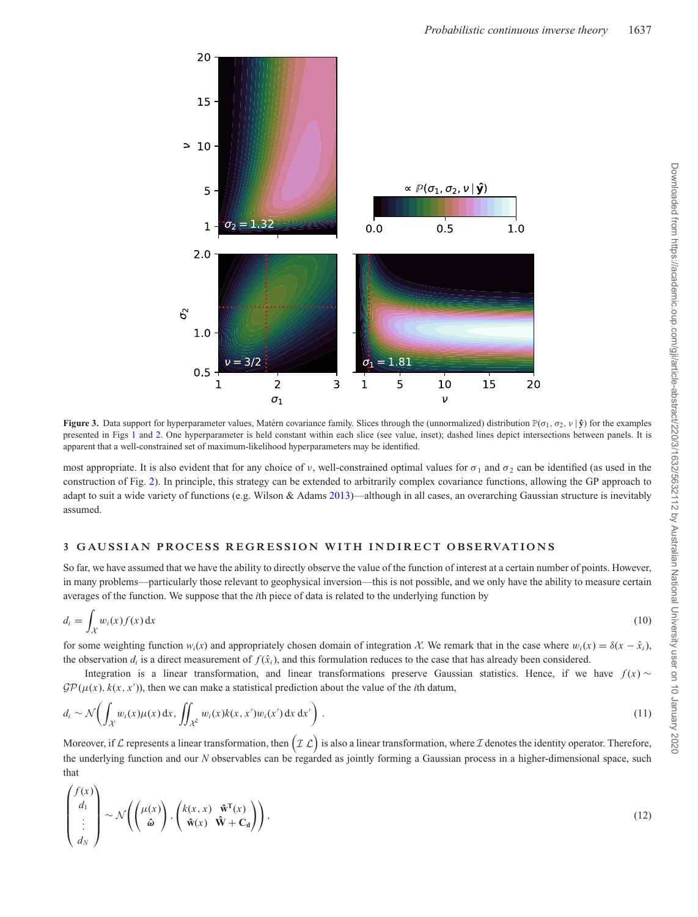**Figure 3.** Data support for hyperparameter values, Matérn covariance family. Slices through the (unnormalized) distribution $\mathbb{P}(\sigma_1, \sigma_2, \nu \,|\, \hat{\mathbf{y}})$ for the examples presented in Figs 1 and 2. One hyperparameter is held constant within each slice (see value, inset); dashed lines depict intersections between panels. It is apparent that a well-constrained set of maximum-likelihood hyperparameters may be identified.

most appropriate. It is also evident that for any choice of $\nu$, well-constrained optimal values for $\sigma_1$ and $\sigma_2$ can be identified (as used in the construction of Fig. 2). In principle, this strategy can be extended to arbitrarily complex covariance functions, allowing the GP approach to adapt to suit a wide variety of functions (e.g. Wilson & Adams 2013)—although in all cases, an overarching Gaussian structure is inevitably assumed.

## 3 GAUSSIAN PROCESS REGRESSION WITH INDIRECT OBSERVATIONS

So far, we have assumed that we have the ability to directly observe the value of the function of interest at a certain number of points. However, in many problems—particularly those relevant to geophysical inversion—this is not possible, and we only have the ability to measure certain averages of the function. We suppose that the $i$th piece of data is related to the underlying function by

$$d_i = \int_{\mathcal{X}} w_i(x) f(x)\,\mathrm{d}x \tag{10}$$

for some weighting function $w_i(x)$ and appropriately chosen domain of integration $\mathcal{X}$. We remark that in the case where $w_i(x) = \delta(x - \hat{x}_i)$, the observation $d_i$ is a direct measurement of $f(\hat{x}_i)$, and this formulation reduces to the case that has already been considered.

Integration is a linear transformation, and linear transformations preserve Gaussian statistics. Hence, if we have $f(x) \sim \mathcal{GP}(\mu(x), k(x, x'))$, then we can make a statistical prediction about the value of the $i$th datum,

$$d_i \sim \mathcal{N}\left(\int_{\mathcal{X}} w_i(x)\mu(x)\,\mathrm{d}x,\, \iint_{\mathcal{X}^2} w_i(x)k(x, x')w_i(x')\,\mathrm{d}x\,\mathrm{d}x'\right) . \tag{11}$$

Moreover, if $\mathcal{L}$ represents a linear transformation, then $\begin{pmatrix}\mathcal{I} & \mathcal{L}\end{pmatrix}$ is also a linear transformation, where $\mathcal{I}$ denotes the identity operator. Therefore, the underlying function and our $N$ observables can be regarded as jointly forming a Gaussian process in a higher-dimensional space, such that

$$\begin{pmatrix} f(x) \\ d_1 \\ \vdots \\ d_N \end{pmatrix} \sim \mathcal{N}\left(\begin{pmatrix} \mu(x) \\ \hat{\boldsymbol{\omega}} \end{pmatrix}, \begin{pmatrix} k(x, x) & \hat{\mathbf{w}}^{\mathbf{T}}(x) \\ \hat{\mathbf{w}}(x) & \hat{\mathbf{W}} + \mathbf{C_d} \end{pmatrix}\right), \tag{12}$$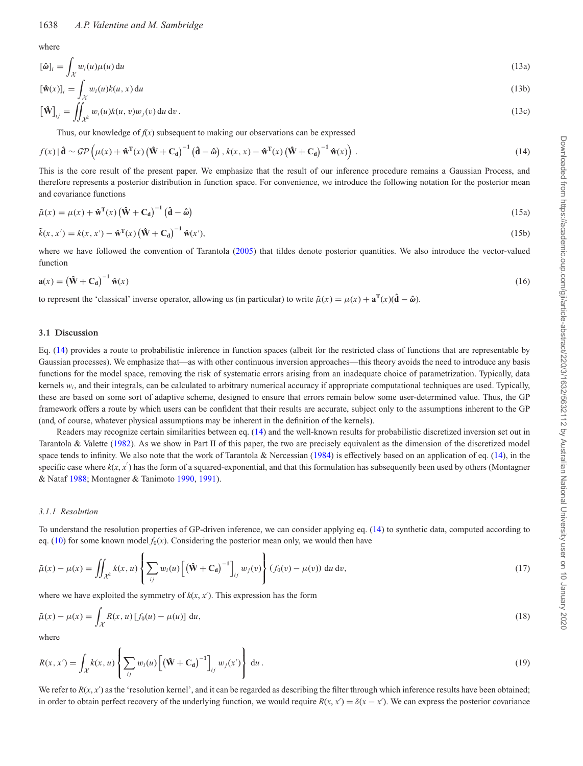where

$$[\hat{\boldsymbol{\omega}}]_i = \int_{\mathcal{X}} w_i(u)\mu(u)\,\mathrm{d}u \tag{13a}$$

$$[\hat{\mathbf{w}}(x)]_i = \int_{\mathcal{X}} w_i(u)k(u,x)\,\mathrm{d}u \tag{13b}$$

$$\left[\hat{\mathbf{W}}\right]_{ij} = \iint_{\mathcal{X}^2} w_i(u)k(u,v)w_j(v)\,\mathrm{d}u\,\mathrm{d}v\,. \tag{13c}$$

Thus, our knowledge of $f(x)$ subsequent to making our observations can be expressed

$$f(x)\,|\,\hat{\mathbf{d}} \sim \mathcal{GP}\left(\mu(x) + \hat{\mathbf{w}}^{\mathbf{T}}(x)\left(\hat{\mathbf{W}} + \mathbf{C_d}\right)^{-1}\left(\hat{\mathbf{d}} - \hat{\boldsymbol{\omega}}\right), k(x,x) - \hat{\mathbf{w}}^{\mathbf{T}}(x)\left(\hat{\mathbf{W}} + \mathbf{C_d}\right)^{-1}\hat{\mathbf{w}}(x)\right)\,. \tag{14}$$

This is the core result of the present paper. We emphasize that the result of our inference procedure remains a Gaussian Process, and therefore represents a posterior distribution in function space. For convenience, we introduce the following notation for the posterior mean and covariance functions

$$\tilde{\mu}(x) = \mu(x) + \hat{\mathbf{w}}^{\mathbf{T}}(x)\left(\hat{\mathbf{W}} + \mathbf{C_d}\right)^{-1}\left(\hat{\mathbf{d}} - \hat{\boldsymbol{\omega}}\right) \tag{15a}$$

$$\tilde{k}(x,x') = k(x,x') - \hat{\mathbf{w}}^{\mathbf{T}}(x)\left(\hat{\mathbf{W}} + \mathbf{C_d}\right)^{-1}\hat{\mathbf{w}}(x'), \tag{15b}$$

where we have followed the convention of Tarantola (2005) that tildes denote posterior quantities. We also introduce the vector-valued function

$$\mathbf{a}(x) = \left(\hat{\mathbf{W}} + \mathbf{C_d}\right)^{-1}\hat{\mathbf{w}}(x) \tag{16}$$

to represent the 'classical' inverse operator, allowing us (in particular) to write $\tilde{\mu}(x) = \mu(x) + \mathbf{a}^{\mathbf{T}}(x)(\hat{\mathbf{d}} - \hat{\boldsymbol{\omega}})$.

### 3.1 Discussion

Eq. (14) provides a route to probabilistic inference in function spaces (albeit for the restricted class of functions that are representable by Gaussian processes). We emphasize that—as with other continuous inversion approaches—this theory avoids the need to introduce any basis functions for the model space, removing the risk of systematic errors arising from an inadequate choice of parametrization. Typically, data kernels $w_i$, and their integrals, can be calculated to arbitrary numerical accuracy if appropriate computational techniques are used. Typically, these are based on some sort of adaptive scheme, designed to ensure that errors remain below some user-determined value. Thus, the GP framework offers a route by which users can be confident that their results are accurate, subject only to the assumptions inherent to the GP (and, of course, whatever physical assumptions may be inherent in the definition of the kernels).

Readers may recognize certain similarities between eq. (14) and the well-known results for probabilistic discretized inversion set out in Tarantola & Valette (1982). As we show in Part II of this paper, the two are precisely equivalent as the dimension of the discretized model space tends to infinity. We also note that the work of Tarantola & Nercessian (1984) is effectively based on an application of eq. (14), in the specific case where $k(x,x')$ has the form of a squared-exponential, and that this formulation has subsequently been used by others (Montagner & Nataf 1988; Montagner & Tanimoto 1990, 1991).

#### 3.1.1 Resolution

To understand the resolution properties of GP-driven inference, we can consider applying eq. (14) to synthetic data, computed according to eq. (10) for some known model $f_0(x)$. Considering the posterior mean only, we would then have

$$\tilde{\mu}(x) - \mu(x) = \iint_{\mathcal{X}^2} k(x,u)\left\{\sum_{ij} w_i(u)\left[\left(\hat{\mathbf{W}} + \mathbf{C_d}\right)^{-1}\right]_{ij} w_j(v)\right\}(f_0(v) - \mu(v))\,\mathrm{d}u\,\mathrm{d}v, \tag{17}$$

where we have exploited the symmetry of $k(x,x')$. This expression has the form

$$\tilde{\mu}(x) - \mu(x) = \int_{\mathcal{X}} R(x,u)\left[f_0(u) - \mu(u)\right]\,\mathrm{d}u, \tag{18}$$

where

$$R(x,x') = \int_{\mathcal{X}} k(x,u)\left\{\sum_{ij} w_i(u)\left[\left(\hat{\mathbf{W}} + \mathbf{C_d}\right)^{-1}\right]_{ij} w_j(x')\right\}\,\mathrm{d}u\,. \tag{19}$$

We refer to $R(x,x')$ as the 'resolution kernel', and it can be regarded as describing the filter through which inference results have been obtained; in order to obtain perfect recovery of the underlying function, we would require $R(x,x') = \delta(x - x')$. We can express the posterior covariance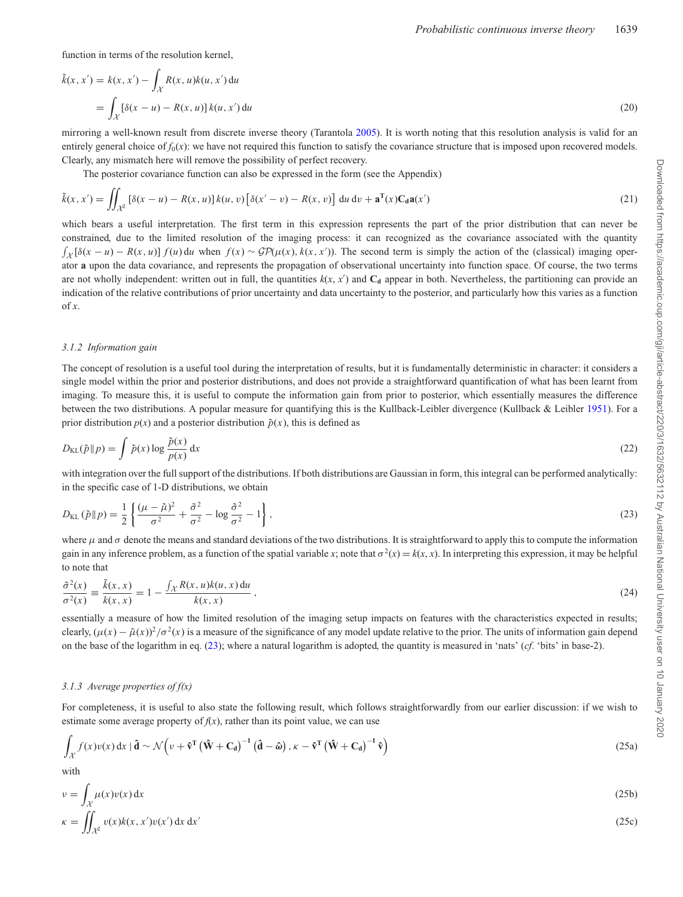function in terms of the resolution kernel,

$$\tilde{k}(x, x') = k(x, x') - \int_{\mathcal{X}} R(x, u) k(u, x')\, \mathrm{d}u$$
$$= \int_{\mathcal{X}} \left[\delta(x - u) - R(x, u)\right] k(u, x')\, \mathrm{d}u \tag{20}$$

mirroring a well-known result from discrete inverse theory (Tarantola 2005). It is worth noting that this resolution analysis is valid for an entirely general choice of $f_0(x)$: we have not required this function to satisfy the covariance structure that is imposed upon recovered models. Clearly, any mismatch here will remove the possibility of perfect recovery.

The posterior covariance function can also be expressed in the form (see the Appendix)

$$\tilde{k}(x, x') = \iint_{\mathcal{X}^2} \left[\delta(x - u) - R(x, u)\right] k(u, v) \left[\delta(x' - v) - R(x, v)\right]\, \mathrm{d}u\, \mathrm{d}v + \mathbf{a}^{\mathbf{T}}(x) \mathbf{C_d} \mathbf{a}(x') \tag{21}$$

which bears a useful interpretation. The first term in this expression represents the part of the prior distribution that can never be constrained, due to the limited resolution of the imaging process: it can recognized as the covariance associated with the quantity $\int_{\mathcal{X}} [\delta(x - u) - R(x, u)]\, f(u)\, \mathrm{d}u$ when $f(x) \sim \mathcal{GP}(\mu(x), k(x, x'))$. The second term is simply the action of the (classical) imaging operator $\mathbf{a}$ upon the data covariance, and represents the propagation of observational uncertainty into function space. Of course, the two terms are not wholly independent: written out in full, the quantities $k(x, x')$ and $\mathbf{C_d}$ appear in both. Nevertheless, the partitioning can provide an indication of the relative contributions of prior uncertainty and data uncertainty to the posterior, and particularly how this varies as a function of $x$.

### 3.1.2 Information gain

The concept of resolution is a useful tool during the interpretation of results, but it is fundamentally deterministic in character: it considers a single model within the prior and posterior distributions, and does not provide a straightforward quantification of what has been learnt from imaging. To measure this, it is useful to compute the information gain from prior to posterior, which essentially measures the difference between the two distributions. A popular measure for quantifying this is the Kullback-Leibler divergence (Kullback & Leibler 1951). For a prior distribution $p(x)$ and a posterior distribution $\tilde{p}(x)$, this is defined as

$$D_{\mathrm{KL}}(\tilde{p} \| p) = \int \tilde{p}(x) \log \frac{\tilde{p}(x)}{p(x)}\, \mathrm{d}x \tag{22}$$

with integration over the full support of the distributions. If both distributions are Gaussian in form, this integral can be performed analytically: in the specific case of 1-D distributions, we obtain

$$D_{\mathrm{KL}}(\tilde{p} \| p) = \frac{1}{2} \left\{ \frac{(\mu - \tilde{\mu})^2}{\sigma^2} + \frac{\tilde{\sigma}^2}{\sigma^2} - \log \frac{\tilde{\sigma}^2}{\sigma^2} - 1 \right\}, \tag{23}$$

where $\mu$ and $\sigma$ denote the means and standard deviations of the two distributions. It is straightforward to apply this to compute the information gain in any inference problem, as a function of the spatial variable $x$; note that $\sigma^2(x) = k(x, x)$. In interpreting this expression, it may be helpful to note that

$$\frac{\tilde{\sigma}^2(x)}{\sigma^2(x)} \equiv \frac{\tilde{k}(x, x)}{k(x, x)} = 1 - \frac{\int_{\mathcal{X}} R(x, u) k(u, x)\, \mathrm{d}u}{k(x, x)}, \tag{24}$$

essentially a measure of how the limited resolution of the imaging setup impacts on features with the characteristics expected in results; clearly, $(\mu(x) - \tilde{\mu}(x))^2 / \sigma^2(x)$ is a measure of the significance of any model update relative to the prior. The units of information gain depend on the base of the logarithm in eq. (23); where a natural logarithm is adopted, the quantity is measured in 'nats' (*cf.* 'bits' in base-2).

### 3.1.3 Average properties of f(x)

For completeness, it is useful to also state the following result, which follows straightforwardly from our earlier discussion: if we wish to estimate some average property of $f(x)$, rather than its point value, we can use

$$\int_{\mathcal{X}} f(x) \upsilon(x)\, \mathrm{d}x \mid \hat{\mathbf{d}} \sim \mathcal{N}\left(\nu + \hat{\mathbf{v}}^{\mathbf{T}} \left(\hat{\mathbf{W}} + \mathbf{C_d}\right)^{-1} \left(\hat{\mathbf{d}} - \hat{\boldsymbol{\omega}}\right), \kappa - \hat{\mathbf{v}}^{\mathbf{T}} \left(\hat{\mathbf{W}} + \mathbf{C_d}\right)^{-1} \hat{\mathbf{v}}\right) \tag{25a}$$

with

$$\nu = \int_{\mathcal{X}} \mu(x) \upsilon(x)\, \mathrm{d}x \tag{25b}$$

$$\kappa = \iint_{\mathcal{X}^2} \upsilon(x) k(x, x') \upsilon(x')\, \mathrm{d}x\, \mathrm{d}x' \tag{25c}$$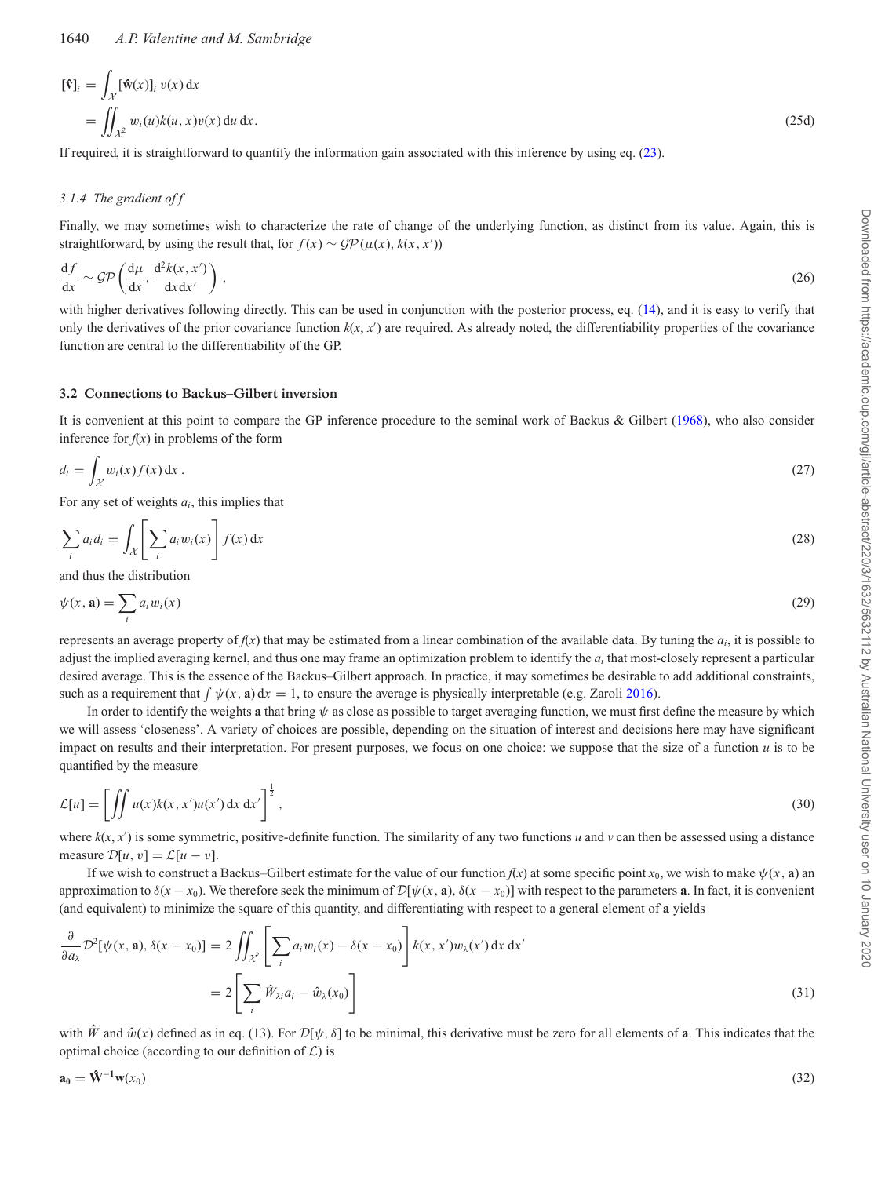$$
\begin{aligned}
[\hat{\mathbf{v}}]_i &= \int_{\mathcal{X}} [\hat{\mathbf{w}}(x)]_i \, v(x) \, \mathrm{d}x \\
&= \iint_{\mathcal{X}^2} w_i(u) k(u, x) v(x) \, \mathrm{d}u \, \mathrm{d}x. \qquad (25\mathrm{d})
\end{aligned}
$$

If required, it is straightforward to quantify the information gain associated with this inference by using eq. (23).

#### 3.1.4 The gradient of f

Finally, we may sometimes wish to characterize the rate of change of the underlying function, as distinct from its value. Again, this is straightforward, by using the result that, for $f(x) \sim \mathcal{GP}(\mu(x), k(x, x'))$

$$
\frac{\mathrm{d}f}{\mathrm{d}x} \sim \mathcal{GP}\left(\frac{\mathrm{d}\mu}{\mathrm{d}x}, \frac{\mathrm{d}^2 k(x, x')}{\mathrm{d}x \, \mathrm{d}x'}\right), \qquad (26)
$$

with higher derivatives following directly. This can be used in conjunction with the posterior process, eq. (14), and it is easy to verify that only the derivatives of the prior covariance function $k(x, x')$ are required. As already noted, the differentiability properties of the covariance function are central to the differentiability of the GP.

### 3.2 Connections to Backus–Gilbert inversion

It is convenient at this point to compare the GP inference procedure to the seminal work of Backus & Gilbert (1968), who also consider inference for $f(x)$ in problems of the form

$$
d_i = \int_{\mathcal{X}} w_i(x) f(x) \, \mathrm{d}x \, . \qquad (27)
$$

For any set of weights $a_i$, this implies that

$$
\sum_i a_i d_i = \int_{\mathcal{X}} \left[\sum_i a_i w_i(x)\right] f(x) \, \mathrm{d}x \qquad (28)
$$

and thus the distribution

$$
\psi(x, \mathbf{a}) = \sum_i a_i w_i(x) \qquad (29)
$$

represents an average property of $f(x)$ that may be estimated from a linear combination of the available data. By tuning the $a_i$, it is possible to adjust the implied averaging kernel, and thus one may frame an optimization problem to identify the $a_i$ that most-closely represent a particular desired average. This is the essence of the Backus–Gilbert approach. In practice, it may sometimes be desirable to add additional constraints, such as a requirement that $\int \psi(x, \mathbf{a}) \, \mathrm{d}x = 1$, to ensure the average is physically interpretable (e.g. Zaroli 2016).

In order to identify the weights $\mathbf{a}$ that bring $\psi$ as close as possible to target averaging function, we must first define the measure by which we will assess 'closeness'. A variety of choices are possible, depending on the situation of interest and decisions here may have significant impact on results and their interpretation. For present purposes, we focus on one choice: we suppose that the size of a function $u$ is to be quantified by the measure

$$
\mathcal{L}[u] = \left[\iint u(x) k(x, x') u(x') \, \mathrm{d}x \, \mathrm{d}x'\right]^{\frac{1}{2}}, \qquad (30)
$$

where $k(x, x')$ is some symmetric, positive-definite function. The similarity of any two functions $u$ and $v$ can then be assessed using a distance measure $\mathcal{D}[u, v] = \mathcal{L}[u - v]$.

If we wish to construct a Backus–Gilbert estimate for the value of our function $f(x)$ at some specific point $x_0$, we wish to make $\psi(x, \mathbf{a})$ an approximation to $\delta(x - x_0)$. We therefore seek the minimum of $\mathcal{D}[\psi(x, \mathbf{a}), \delta(x - x_0)]$ with respect to the parameters $\mathbf{a}$. In fact, it is convenient (and equivalent) to minimize the square of this quantity, and differentiating with respect to a general element of $\mathbf{a}$ yields

$$
\begin{aligned}
\frac{\partial}{\partial a_\lambda} \mathcal{D}^2[\psi(x, \mathbf{a}), \delta(x - x_0)] &= 2 \iint_{\mathcal{X}^2} \left[\sum_i a_i w_i(x) - \delta(x - x_0)\right] k(x, x') w_\lambda(x') \, \mathrm{d}x \, \mathrm{d}x' \\
&= 2 \left[\sum_i \hat{W}_{\lambda i} a_i - \hat{w}_\lambda(x_0)\right] \qquad (31)
\end{aligned}
$$

with $\hat{W}$ and $\hat{w}(x)$ defined as in eq. (13). For $\mathcal{D}[\psi, \delta]$ to be minimal, this derivative must be zero for all elements of $\mathbf{a}$. This indicates that the optimal choice (according to our definition of $\mathcal{L}$) is

$$
\mathbf{a_0} = \hat{\mathbf{W}}^{-1} \mathbf{w}(x_0) \qquad (32)
$$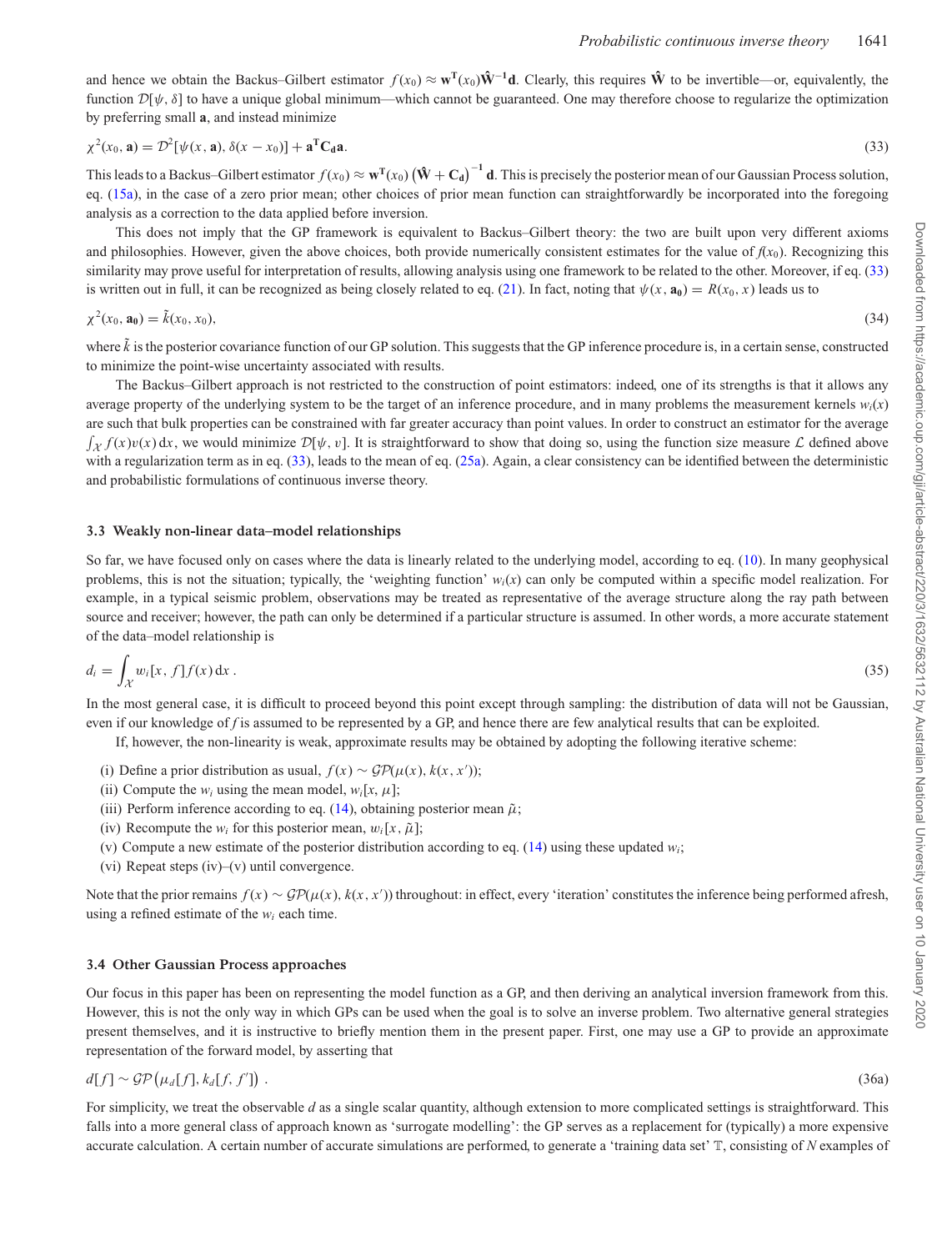and hence we obtain the Backus–Gilbert estimator $f(x_0) \approx \mathbf{w}^{\mathbf{T}}(x_0)\hat{\mathbf{W}}^{-1}\mathbf{d}$. Clearly, this requires $\hat{\mathbf{W}}$ to be invertible—or, equivalently, the function $\mathcal{D}[\psi, \delta]$ to have a unique global minimum—which cannot be guaranteed. One may therefore choose to regularize the optimization by preferring small $\mathbf{a}$, and instead minimize

$$\chi^2(x_0, \mathbf{a}) = \mathcal{D}^2[\psi(x, \mathbf{a}), \delta(x - x_0)] + \mathbf{a}^{\mathbf{T}}\mathbf{C_d}\mathbf{a}. \tag{33}$$

This leads to a Backus–Gilbert estimator $f(x_0) \approx \mathbf{w}^{\mathbf{T}}(x_0)\left(\hat{\mathbf{W}} + \mathbf{C_d}\right)^{-1}\mathbf{d}$. This is precisely the posterior mean of our Gaussian Process solution, eq. (15a), in the case of a zero prior mean; other choices of prior mean function can straightforwardly be incorporated into the foregoing analysis as a correction to the data applied before inversion.

This does not imply that the GP framework is equivalent to Backus–Gilbert theory: the two are built upon very different axioms and philosophies. However, given the above choices, both provide numerically consistent estimates for the value of $f(x_0)$. Recognizing this similarity may prove useful for interpretation of results, allowing analysis using one framework to be related to the other. Moreover, if eq. (33) is written out in full, it can be recognized as being closely related to eq. (21). In fact, noting that $\psi(x, \mathbf{a_0}) = R(x_0, x)$ leads us to

$$\chi^2(x_0, \mathbf{a_0}) = \tilde{k}(x_0, x_0), \tag{34}$$

where $\tilde{k}$ is the posterior covariance function of our GP solution. This suggests that the GP inference procedure is, in a certain sense, constructed to minimize the point-wise uncertainty associated with results.

The Backus–Gilbert approach is not restricted to the construction of point estimators: indeed, one of its strengths is that it allows any average property of the underlying system to be the target of an inference procedure, and in many problems the measurement kernels $w_i(x)$ are such that bulk properties can be constrained with far greater accuracy than point values. In order to construct an estimator for the average $\int_{\mathcal{X}} f(x)v(x)\,\mathrm{d}x$, we would minimize $\mathcal{D}[\psi, v]$. It is straightforward to show that doing so, using the function size measure $\mathcal{L}$ defined above with a regularization term as in eq. (33), leads to the mean of eq. (25a). Again, a clear consistency can be identified between the deterministic and probabilistic formulations of continuous inverse theory.

### 3.3 Weakly non-linear data–model relationships

So far, we have focused only on cases where the data is linearly related to the underlying model, according to eq. (10). In many geophysical problems, this is not the situation; typically, the 'weighting function' $w_i(x)$ can only be computed within a specific model realization. For example, in a typical seismic problem, observations may be treated as representative of the average structure along the ray path between source and receiver; however, the path can only be determined if a particular structure is assumed. In other words, a more accurate statement of the data–model relationship is

$$d_i = \int_{\mathcal{X}} w_i[x, f]f(x)\,\mathrm{d}x\,. \tag{35}$$

In the most general case, it is difficult to proceed beyond this point except through sampling: the distribution of data will not be Gaussian, even if our knowledge of $f$ is assumed to be represented by a GP, and hence there are few analytical results that can be exploited.

If, however, the non-linearity is weak, approximate results may be obtained by adopting the following iterative scheme:

(i) Define a prior distribution as usual, $f(x) \sim \mathcal{GP}(\mu(x), k(x, x'))$;
(ii) Compute the $w_i$ using the mean model, $w_i[x, \mu]$;
(iii) Perform inference according to eq. (14), obtaining posterior mean $\tilde{\mu}$;
(iv) Recompute the $w_i$ for this posterior mean, $w_i[x, \tilde{\mu}]$;
(v) Compute a new estimate of the posterior distribution according to eq. (14) using these updated $w_i$;
(vi) Repeat steps (iv)–(v) until convergence.

Note that the prior remains $f(x) \sim \mathcal{GP}(\mu(x), k(x, x'))$ throughout: in effect, every 'iteration' constitutes the inference being performed afresh, using a refined estimate of the $w_i$ each time.

### 3.4 Other Gaussian Process approaches

Our focus in this paper has been on representing the model function as a GP, and then deriving an analytical inversion framework from this. However, this is not the only way in which GPs can be used when the goal is to solve an inverse problem. Two alternative general strategies present themselves, and it is instructive to briefly mention them in the present paper. First, one may use a GP to provide an approximate representation of the forward model, by asserting that

$$d[f] \sim \mathcal{GP}\left(\mu_d[f], k_d[f, f']\right)\,. \tag{36a}$$

For simplicity, we treat the observable $d$ as a single scalar quantity, although extension to more complicated settings is straightforward. This falls into a more general class of approach known as 'surrogate modelling': the GP serves as a replacement for (typically) a more expensive accurate calculation. A certain number of accurate simulations are performed, to generate a 'training data set' $\mathbb{T}$, consisting of $N$ examples of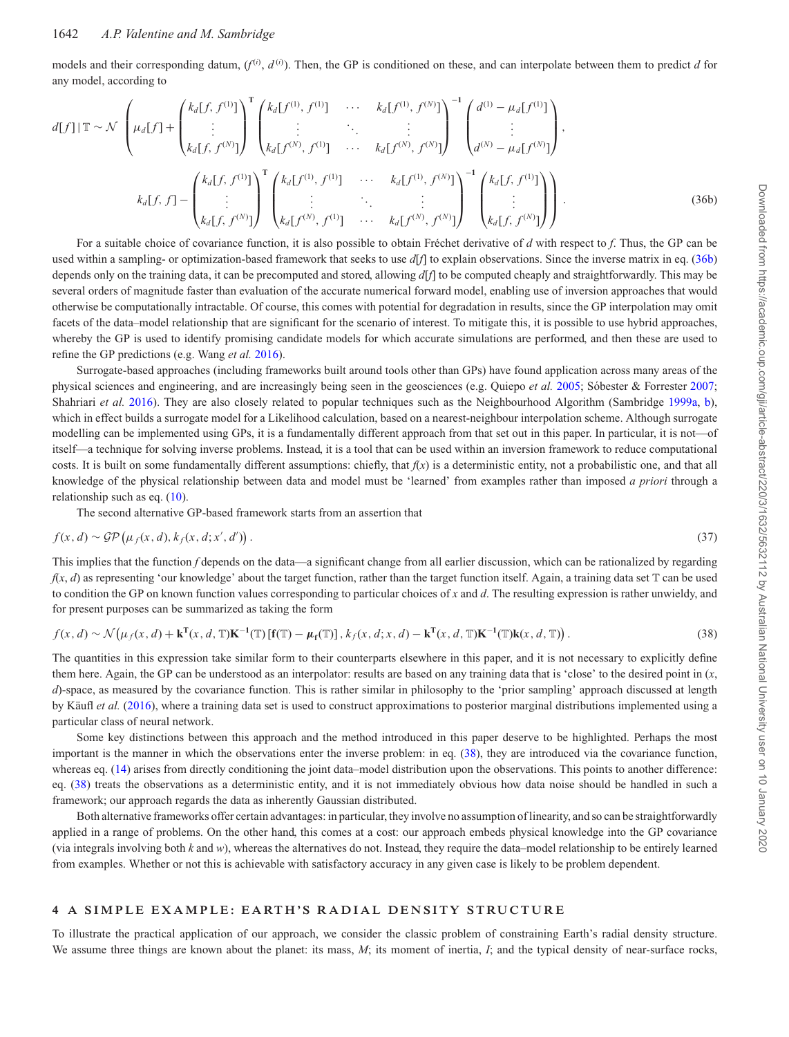models and their corresponding datum, $(f^{(i)}, d^{(i)})$. Then, the GP is conditioned on these, and can interpolate between them to predict $d$ for any model, according to

$$
d[f] \mid \mathbb{T} \sim \mathcal{N}\left(\mu_d[f] + \begin{pmatrix} k_d[f, f^{(1)}] \\ \vdots \\ k_d[f, f^{(N)}] \end{pmatrix}^{\mathbf{T}} \begin{pmatrix} k_d[f^{(1)}, f^{(1)}] & \cdots & k_d[f^{(1)}, f^{(N)}] \\ \vdots & \ddots & \vdots \\ k_d[f^{(N)}, f^{(1)}] & \cdots & k_d[f^{(N)}, f^{(N)}] \end{pmatrix}^{-1} \begin{pmatrix} d^{(1)} - \mu_d[f^{(1)}] \\ \vdots \\ d^{(N)} - \mu_d[f^{(N)}] \end{pmatrix}, \right.
$$

$$
\left. k_d[f, f] - \begin{pmatrix} k_d[f, f^{(1)}] \\ \vdots \\ k_d[f, f^{(N)}] \end{pmatrix}^{\mathbf{T}} \begin{pmatrix} k_d[f^{(1)}, f^{(1)}] & \cdots & k_d[f^{(1)}, f^{(N)}] \\ \vdots & \ddots & \vdots \\ k_d[f^{(N)}, f^{(1)}] & \cdots & k_d[f^{(N)}, f^{(N)}] \end{pmatrix}^{-1} \begin{pmatrix} k_d[f, f^{(1)}] \\ \vdots \\ k_d[f, f^{(N)}] \end{pmatrix} \right). \tag{36b}
$$

For a suitable choice of covariance function, it is also possible to obtain Fréchet derivative of $d$ with respect to $f$. Thus, the GP can be used within a sampling- or optimization-based framework that seeks to use $d[f]$ to explain observations. Since the inverse matrix in eq. (36b) depends only on the training data, it can be precomputed and stored, allowing $d[f]$ to be computed cheaply and straightforwardly. This may be several orders of magnitude faster than evaluation of the accurate numerical forward model, enabling use of inversion approaches that would otherwise be computationally intractable. Of course, this comes with potential for degradation in results, since the GP interpolation may omit facets of the data–model relationship that are significant for the scenario of interest. To mitigate this, it is possible to use hybrid approaches, whereby the GP is used to identify promising candidate models for which accurate simulations are performed, and then these are used to refine the GP predictions (e.g. Wang *et al.* 2016).

Surrogate-based approaches (including frameworks built around tools other than GPs) have found application across many areas of the physical sciences and engineering, and are increasingly being seen in the geosciences (e.g. Quiepo *et al.* 2005; Sóbester & Forrester 2007; Shahriari *et al.* 2016). They are also closely related to popular techniques such as the Neighbourhood Algorithm (Sambridge 1999a, b), which in effect builds a surrogate model for a Likelihood calculation, based on a nearest-neighbour interpolation scheme. Although surrogate modelling can be implemented using GPs, it is a fundamentally different approach from that set out in this paper. In particular, it is not—of itself—a technique for solving inverse problems. Instead, it is a tool that can be used within an inversion framework to reduce computational costs. It is built on some fundamentally different assumptions: chiefly, that $f(x)$ is a deterministic entity, not a probabilistic one, and that all knowledge of the physical relationship between data and model must be 'learned' from examples rather than imposed *a priori* through a relationship such as eq. (10).

The second alternative GP-based framework starts from an assertion that

$$
f(x, d) \sim \mathcal{GP}\left(\mu_f(x, d), k_f(x, d; x', d')\right). \tag{37}
$$

This implies that the function $f$ depends on the data—a significant change from all earlier discussion, which can be rationalized by regarding $f(x, d)$ as representing 'our knowledge' about the target function, rather than the target function itself. Again, a training data set $\mathbb{T}$ can be used to condition the GP on known function values corresponding to particular choices of $x$ and $d$. The resulting expression is rather unwieldy, and for present purposes can be summarized as taking the form

$$
f(x, d) \sim \mathcal{N}\left(\mu_f(x, d) + \mathbf{k}^{\mathbf{T}}(x, d, \mathbb{T})\mathbf{K}^{-1}(\mathbb{T})\left[\mathbf{f}(\mathbb{T}) - \boldsymbol{\mu}_{\mathbf{f}}(\mathbb{T})\right], k_f(x, d; x, d) - \mathbf{k}^{\mathbf{T}}(x, d, \mathbb{T})\mathbf{K}^{-1}(\mathbb{T})\mathbf{k}(x, d, \mathbb{T})\right). \tag{38}
$$

The quantities in this expression take similar form to their counterparts elsewhere in this paper, and it is not necessary to explicitly define them here. Again, the GP can be understood as an interpolator: results are based on any training data that is 'close' to the desired point in $(x, d)$-space, as measured by the covariance function. This is rather similar in philosophy to the 'prior sampling' approach discussed at length by Käufl *et al.* (2016), where a training data set is used to construct approximations to posterior marginal distributions implemented using a particular class of neural network.

Some key distinctions between this approach and the method introduced in this paper deserve to be highlighted. Perhaps the most important is the manner in which the observations enter the inverse problem: in eq. (38), they are introduced via the covariance function, whereas eq. (14) arises from directly conditioning the joint data–model distribution upon the observations. This points to another difference: eq. (38) treats the observations as a deterministic entity, and it is not immediately obvious how data noise should be handled in such a framework; our approach regards the data as inherently Gaussian distributed.

Both alternative frameworks offer certain advantages: in particular, they involve no assumption of linearity, and so can be straightforwardly applied in a range of problems. On the other hand, this comes at a cost: our approach embeds physical knowledge into the GP covariance (via integrals involving both $k$ and $w$), whereas the alternatives do not. Instead, they require the data–model relationship to be entirely learned from examples. Whether or not this is achievable with satisfactory accuracy in any given case is likely to be problem dependent.

## 4 A SIMPLE EXAMPLE: EARTH'S RADIAL DENSITY STRUCTURE

To illustrate the practical application of our approach, we consider the classic problem of constraining Earth's radial density structure. We assume three things are known about the planet: its mass, $M$; its moment of inertia, $I$; and the typical density of near-surface rocks,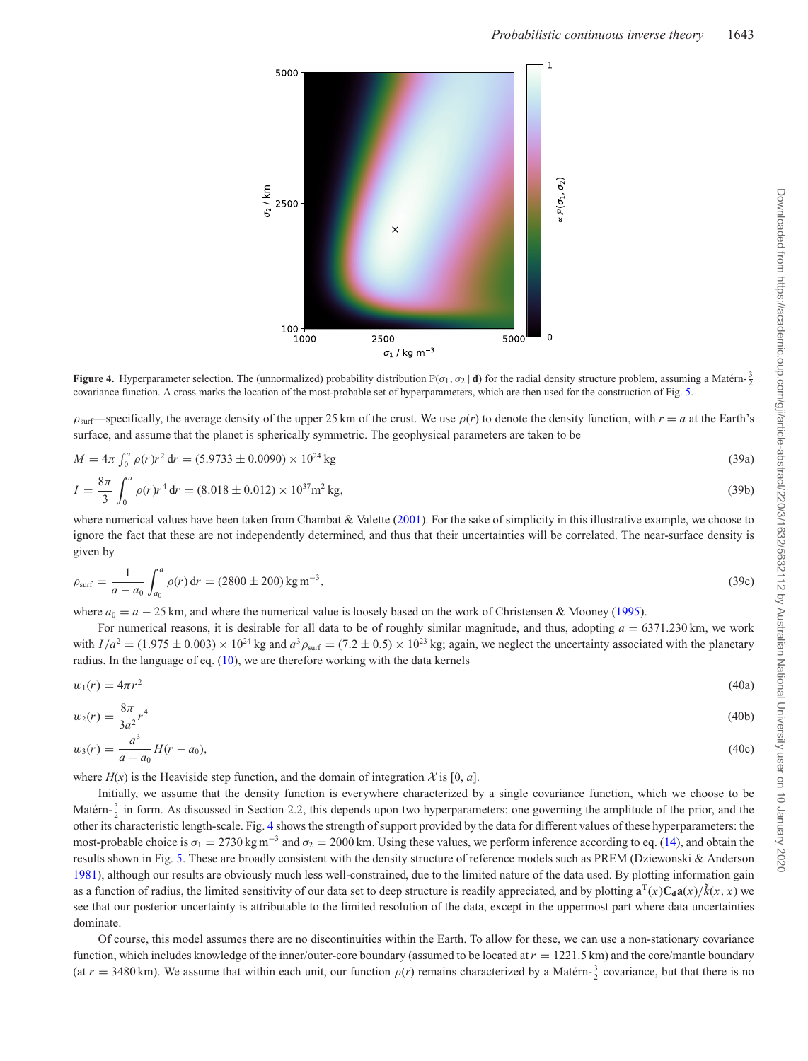**Figure 4.** Hyperparameter selection. The (unnormalized) probability distribution $\mathbb{P}(\sigma_1, \sigma_2 \mid \mathbf{d})$ for the radial density structure problem, assuming a Matérn-$\frac{3}{2}$ covariance function. A cross marks the location of the most-probable set of hyperparameters, which are then used for the construction of Fig. 5.

$\rho_{\mathrm{surf}}$—specifically, the average density of the upper 25 km of the crust. We use $\rho(r)$ to denote the density function, with $r = a$ at the Earth's surface, and assume that the planet is spherically symmetric. The geophysical parameters are taken to be

$$M = 4\pi \int_0^a \rho(r) r^2 \, \mathrm{d}r = (5.9733 \pm 0.0090) \times 10^{24} \, \mathrm{kg} \tag{39a}$$

$$I = \frac{8\pi}{3} \int_0^a \rho(r) r^4 \, \mathrm{d}r = (8.018 \pm 0.012) \times 10^{37} \mathrm{m}^2 \, \mathrm{kg}, \tag{39b}$$

where numerical values have been taken from Chambat & Valette (2001). For the sake of simplicity in this illustrative example, we choose to ignore the fact that these are not independently determined, and thus that their uncertainties will be correlated. The near-surface density is given by

$$\rho_{\mathrm{surf}} = \frac{1}{a - a_0} \int_{a_0}^{a} \rho(r) \, \mathrm{d}r = (2800 \pm 200) \, \mathrm{kg} \, \mathrm{m}^{-3}, \tag{39c}$$

where $a_0 = a - 25$ km, and where the numerical value is loosely based on the work of Christensen & Mooney (1995).

For numerical reasons, it is desirable for all data to be of roughly similar magnitude, and thus, adopting $a = 6371.230$ km, we work with $I/a^2 = (1.975 \pm 0.003) \times 10^{24}$ kg and $a^3 \rho_{\mathrm{surf}} = (7.2 \pm 0.5) \times 10^{23}$ kg; again, we neglect the uncertainty associated with the planetary radius. In the language of eq. (10), we are therefore working with the data kernels

$$w_1(r) = 4\pi r^2 \tag{40a}$$

$$w_2(r) = \frac{8\pi}{3a^2} r^4 \tag{40b}$$

$$w_3(r) = \frac{a^3}{a - a_0} H(r - a_0), \tag{40c}$$

where $H(x)$ is the Heaviside step function, and the domain of integration $\mathcal{X}$ is $[0, a]$.

Initially, we assume that the density function is everywhere characterized by a single covariance function, which we choose to be Matérn-$\frac{3}{2}$ in form. As discussed in Section 2.2, this depends upon two hyperparameters: one governing the amplitude of the prior, and the other its characteristic length-scale. Fig. 4 shows the strength of support provided by the data for different values of these hyperparameters: the most-probable choice is $\sigma_1 = 2730 \, \mathrm{kg} \, \mathrm{m}^{-3}$ and $\sigma_2 = 2000$ km. Using these values, we perform inference according to eq. (14), and obtain the results shown in Fig. 5. These are broadly consistent with the density structure of reference models such as PREM (Dziewonski & Anderson 1981), although our results are obviously much less well-constrained, due to the limited nature of the data used. By plotting information gain as a function of radius, the limited sensitivity of our data set to deep structure is readily appreciated, and by plotting $\mathbf{a}^{\mathbf{T}}(x)\mathbf{C_d}\mathbf{a}(x)/\tilde{k}(x, x)$ we see that our posterior uncertainty is attributable to the limited resolution of the data, except in the uppermost part where data uncertainties dominate.

Of course, this model assumes there are no discontinuities within the Earth. To allow for these, we can use a non-stationary covariance function, which includes knowledge of the inner/outer-core boundary (assumed to be located at $r = 1221.5$ km) and the core/mantle boundary (at $r = 3480$ km). We assume that within each unit, our function $\rho(r)$ remains characterized by a Matérn-$\frac{3}{2}$ covariance, but that there is no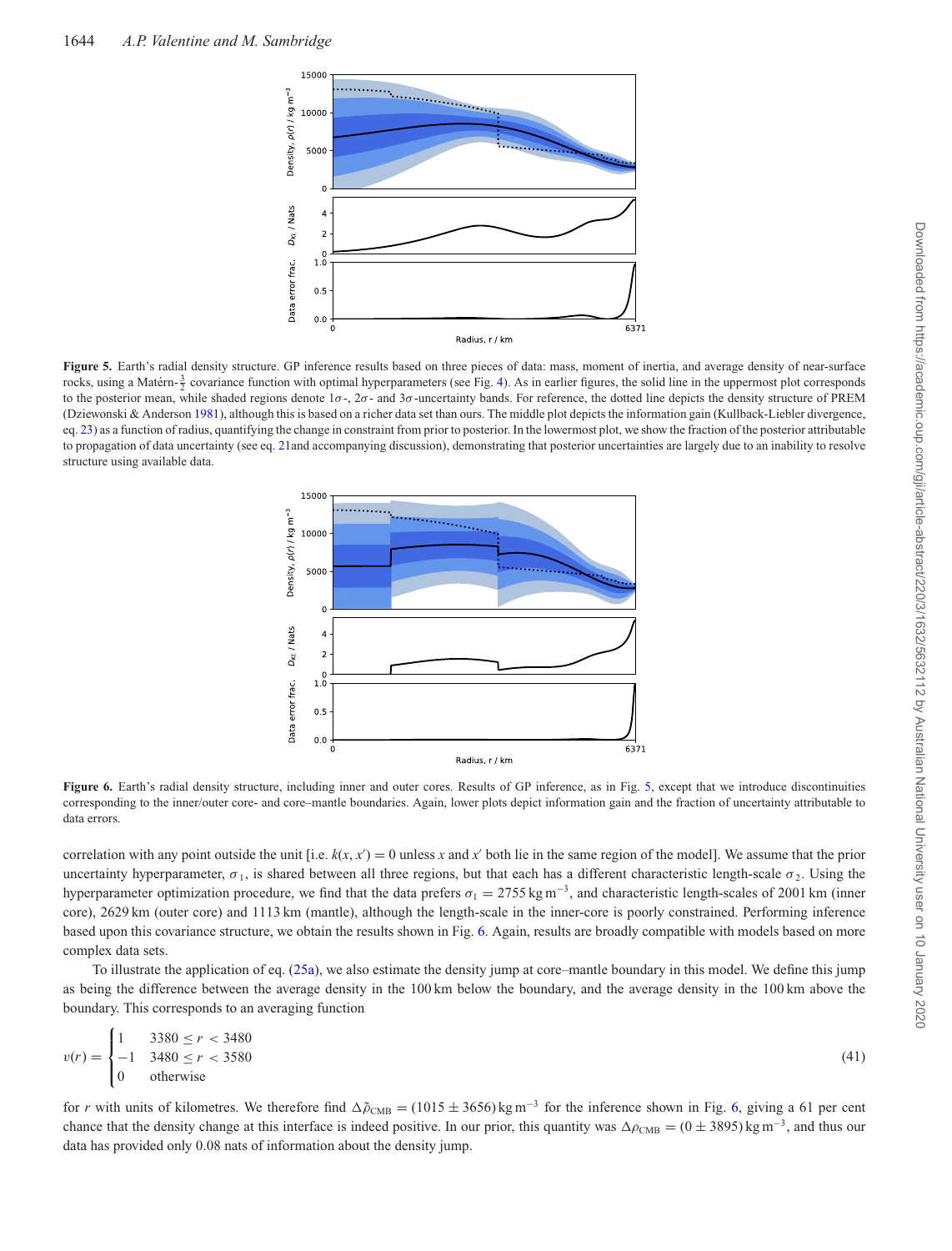**Figure 5.** Earth's radial density structure. GP inference results based on three pieces of data: mass, moment of inertia, and average density of near-surface rocks, using a Matérn-$\frac{3}{2}$ covariance function with optimal hyperparameters (see Fig. 4). As in earlier figures, the solid line in the uppermost plot corresponds to the posterior mean, while shaded regions denote $1\sigma$-, $2\sigma$- and $3\sigma$-uncertainty bands. For reference, the dotted line depicts the density structure of PREM (Dziewonski & Anderson 1981), although this is based on a richer data set than ours. The middle plot depicts the information gain (Kullback-Liebler divergence, eq. 23) as a function of radius, quantifying the change in constraint from prior to posterior. In the lowermost plot, we show the fraction of the posterior attributable to propagation of data uncertainty (see eq. 21and accompanying discussion), demonstrating that posterior uncertainties are largely due to an inability to resolve structure using available data.

**Figure 6.** Earth's radial density structure, including inner and outer cores. Results of GP inference, as in Fig. 5, except that we introduce discontinuities corresponding to the inner/outer core- and core–mantle boundaries. Again, lower plots depict information gain and the fraction of uncertainty attributable to data errors.

correlation with any point outside the unit [i.e. $k(x, x') = 0$ unless $x$ and $x'$ both lie in the same region of the model]. We assume that the prior uncertainty hyperparameter, $\sigma_1$, is shared between all three regions, but that each has a different characteristic length-scale $\sigma_2$. Using the hyperparameter optimization procedure, we find that the data prefers $\sigma_1 = 2755\,\mathrm{kg\,m^{-3}}$, and characteristic length-scales of 2001 km (inner core), 2629 km (outer core) and 1113 km (mantle), although the length-scale in the inner-core is poorly constrained. Performing inference based upon this covariance structure, we obtain the results shown in Fig. 6. Again, results are broadly compatible with models based on more complex data sets.

To illustrate the application of eq. (25a), we also estimate the density jump at core–mantle boundary in this model. We define this jump as being the difference between the average density in the 100 km below the boundary, and the average density in the 100 km above the boundary. This corresponds to an averaging function

$$v(r) = \begin{cases} 1 & 3380 \le r < 3480 \\ -1 & 3480 \le r < 3580 \\ 0 & \text{otherwise} \end{cases} \tag{41}$$

for $r$ with units of kilometres. We therefore find $\Delta\tilde{\rho}_{\mathrm{CMB}} = (1015 \pm 3656)\,\mathrm{kg\,m^{-3}}$ for the inference shown in Fig. 6, giving a 61 per cent chance that the density change at this interface is indeed positive. In our prior, this quantity was $\Delta\rho_{\mathrm{CMB}} = (0 \pm 3895)\,\mathrm{kg\,m^{-3}}$, and thus our data has provided only 0.08 nats of information about the density jump.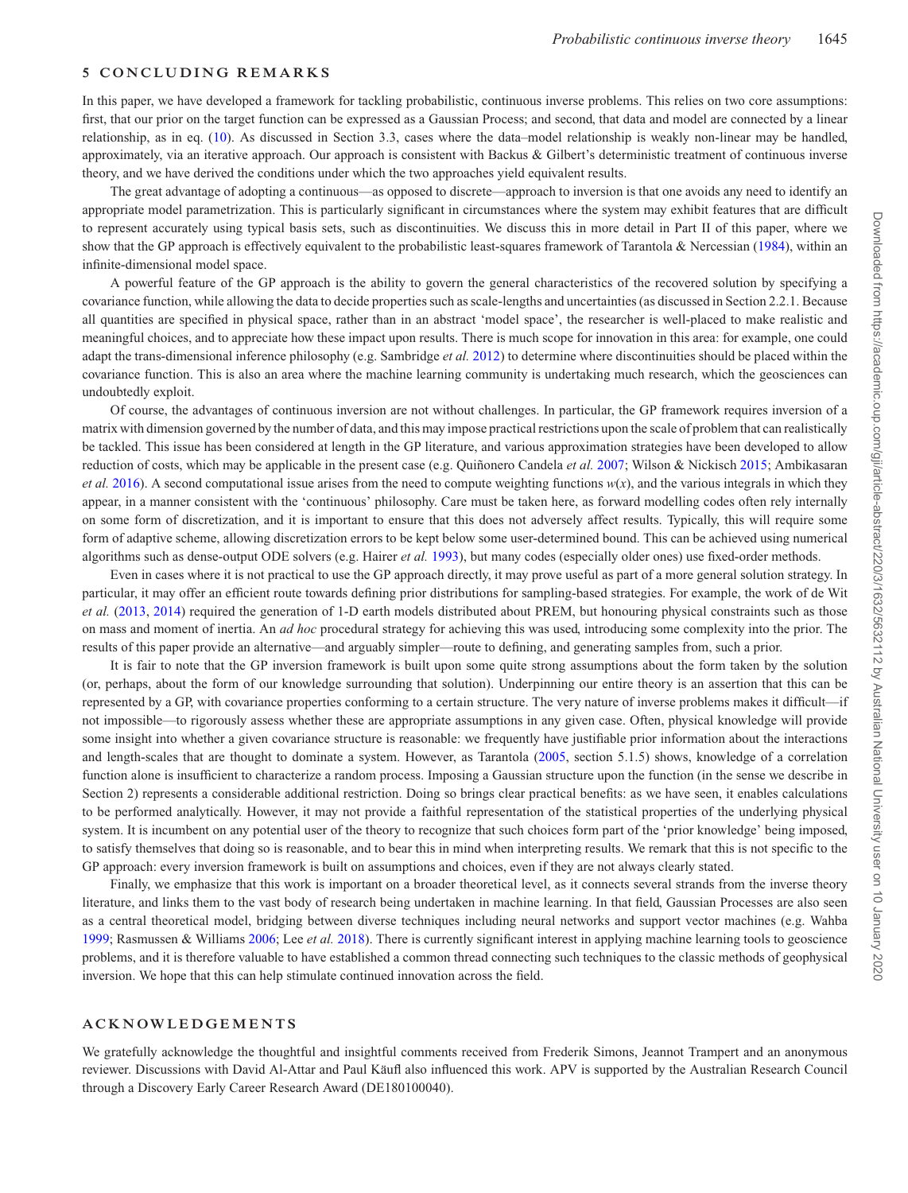## 5 CONCLUDING REMARKS

In this paper, we have developed a framework for tackling probabilistic, continuous inverse problems. This relies on two core assumptions: first, that our prior on the target function can be expressed as a Gaussian Process; and second, that data and model are connected by a linear relationship, as in eq. (10). As discussed in Section 3.3, cases where the data–model relationship is weakly non-linear may be handled, approximately, via an iterative approach. Our approach is consistent with Backus & Gilbert's deterministic treatment of continuous inverse theory, and we have derived the conditions under which the two approaches yield equivalent results.

The great advantage of adopting a continuous—as opposed to discrete—approach to inversion is that one avoids any need to identify an appropriate model parametrization. This is particularly significant in circumstances where the system may exhibit features that are difficult to represent accurately using typical basis sets, such as discontinuities. We discuss this in more detail in Part II of this paper, where we show that the GP approach is effectively equivalent to the probabilistic least-squares framework of Tarantola & Nercessian (1984), within an infinite-dimensional model space.

A powerful feature of the GP approach is the ability to govern the general characteristics of the recovered solution by specifying a covariance function, while allowing the data to decide properties such as scale-lengths and uncertainties (as discussed in Section 2.2.1. Because all quantities are specified in physical space, rather than in an abstract 'model space', the researcher is well-placed to make realistic and meaningful choices, and to appreciate how these impact upon results. There is much scope for innovation in this area: for example, one could adapt the trans-dimensional inference philosophy (e.g. Sambridge *et al.* 2012) to determine where discontinuities should be placed within the covariance function. This is also an area where the machine learning community is undertaking much research, which the geosciences can undoubtedly exploit.

Of course, the advantages of continuous inversion are not without challenges. In particular, the GP framework requires inversion of a matrix with dimension governed by the number of data, and this may impose practical restrictions upon the scale of problem that can realistically be tackled. This issue has been considered at length in the GP literature, and various approximation strategies have been developed to allow reduction of costs, which may be applicable in the present case (e.g. Quiñonero Candela *et al.* 2007; Wilson & Nickisch 2015; Ambikasaran *et al.* 2016). A second computational issue arises from the need to compute weighting functions $w(x)$, and the various integrals in which they appear, in a manner consistent with the 'continuous' philosophy. Care must be taken here, as forward modelling codes often rely internally on some form of discretization, and it is important to ensure that this does not adversely affect results. Typically, this will require some form of adaptive scheme, allowing discretization errors to be kept below some user-determined bound. This can be achieved using numerical algorithms such as dense-output ODE solvers (e.g. Hairer *et al.* 1993), but many codes (especially older ones) use fixed-order methods.

Even in cases where it is not practical to use the GP approach directly, it may prove useful as part of a more general solution strategy. In particular, it may offer an efficient route towards defining prior distributions for sampling-based strategies. For example, the work of de Wit *et al.* (2013, 2014) required the generation of 1-D earth models distributed about PREM, but honouring physical constraints such as those on mass and moment of inertia. An *ad hoc* procedural strategy for achieving this was used, introducing some complexity into the prior. The results of this paper provide an alternative—and arguably simpler—route to defining, and generating samples from, such a prior.

It is fair to note that the GP inversion framework is built upon some quite strong assumptions about the form taken by the solution (or, perhaps, about the form of our knowledge surrounding that solution). Underpinning our entire theory is an assertion that this can be represented by a GP, with covariance properties conforming to a certain structure. The very nature of inverse problems makes it difficult—if not impossible—to rigorously assess whether these are appropriate assumptions in any given case. Often, physical knowledge will provide some insight into whether a given covariance structure is reasonable: we frequently have justifiable prior information about the interactions and length-scales that are thought to dominate a system. However, as Tarantola (2005, section 5.1.5) shows, knowledge of a correlation function alone is insufficient to characterize a random process. Imposing a Gaussian structure upon the function (in the sense we describe in Section 2) represents a considerable additional restriction. Doing so brings clear practical benefits: as we have seen, it enables calculations to be performed analytically. However, it may not provide a faithful representation of the statistical properties of the underlying physical system. It is incumbent on any potential user of the theory to recognize that such choices form part of the 'prior knowledge' being imposed, to satisfy themselves that doing so is reasonable, and to bear this in mind when interpreting results. We remark that this is not specific to the GP approach: every inversion framework is built on assumptions and choices, even if they are not always clearly stated.

Finally, we emphasize that this work is important on a broader theoretical level, as it connects several strands from the inverse theory literature, and links them to the vast body of research being undertaken in machine learning. In that field, Gaussian Processes are also seen as a central theoretical model, bridging between diverse techniques including neural networks and support vector machines (e.g. Wahba 1999; Rasmussen & Williams 2006; Lee *et al.* 2018). There is currently significant interest in applying machine learning tools to geoscience problems, and it is therefore valuable to have established a common thread connecting such techniques to the classic methods of geophysical inversion. We hope that this can help stimulate continued innovation across the field.

## ACKNOWLEDGEMENTS

We gratefully acknowledge the thoughtful and insightful comments received from Frederik Simons, Jeannot Trampert and an anonymous reviewer. Discussions with David Al-Attar and Paul Käufl also influenced this work. APV is supported by the Australian Research Council through a Discovery Early Career Research Award (DE180100040).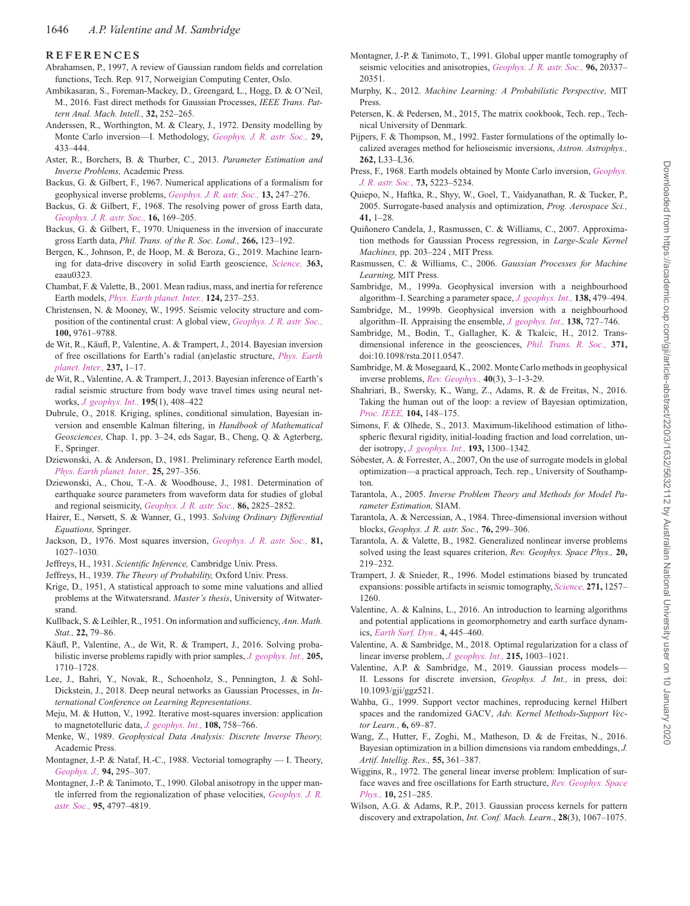## REFERENCES

Abrahamsen, P., 1997, A review of Gaussian random fields and correlation functions, Tech. Rep. 917, Norweigian Computing Center, Oslo.

Ambikasaran, S., Foreman-Mackey, D., Greengard, L., Hogg, D. & O'Neil, M., 2016. Fast direct methods for Gaussian Processes, *IEEE Trans. Pattern Anal. Mach. Intell.,* **32,** 252–265.

Anderssen, R., Worthington, M. & Cleary, J., 1972. Density modelling by Monte Carlo inversion—I. Methodology, *Geophys. J. R. astr. Soc.,* **29,** 433–444.

Aster, R., Borchers, B. & Thurber, C., 2013. *Parameter Estimation and Inverse Problems,* Academic Press.

Backus, G. & Gilbert, F., 1967. Numerical applications of a formalism for geophysical inverse problems, *Geophys. J. R. astr. Soc.,* **13,** 247–276.

Backus, G. & Gilbert, F., 1968. The resolving power of gross Earth data, *Geophys. J. R. astr. Soc.,* **16,** 169–205.

Backus, G. & Gilbert, F., 1970. Uniqueness in the inversion of inaccurate gross Earth data, *Phil. Trans. of the R. Soc. Lond.,* **266,** 123–192.

Bergen, K., Johnson, P., de Hoop, M. & Beroza, G., 2019. Machine learning for data-drive discovery in solid Earth geoscience, *Science,* **363,** eaau0323.

Chambat, F. & Valette, B., 2001. Mean radius, mass, and inertia for reference Earth models, *Phys. Earth planet. Inter.,* **124,** 237–253.

Christensen, N. & Mooney, W., 1995. Seismic velocity structure and composition of the continental crust: A global view, *Geophys. J. R. astr. Soc.,* **100,** 9761–9788.

de Wit, R., Käufl, P., Valentine, A. & Trampert, J., 2014. Bayesian inversion of free oscillations for Earth's radial (an)elastic structure, *Phys. Earth planet. Inter.,* **237,** 1–17.

de Wit, R., Valentine, A. & Trampert, J., 2013. Bayesian inference of Earth's radial seismic structure from body wave travel times using neural networks, *J. geophys. Int.,* **195**(1), 408–422

Dubrule, O., 2018. Kriging, splines, conditional simulation, Bayesian inversion and ensemble Kalman filtering, in *Handbook of Mathematical Geosciences,* Chap. 1, pp. 3–24, eds Sagar, B., Cheng, Q. & Agterberg, F., Springer.

Dziewonski, A. & Anderson, D., 1981. Preliminary reference Earth model, *Phys. Earth planet. Inter.,* **25,** 297–356.

Dziewonski, A., Chou, T.-A. & Woodhouse, J., 1981. Determination of earthquake source parameters from waveform data for studies of global and regional seismicity, *Geophys. J. R. astr. Soc.,* **86,** 2825–2852.

Hairer, E., Nørsett, S. & Wanner, G., 1993. *Solving Ordinary Differential Equations,* Springer.

Jackson, D., 1976. Most squares inversion, *Geophys. J. R. astr. Soc.,* **81,** 1027–1030.

Jeffreys, H., 1931. *Scientific Inference,* Cambridge Univ. Press.

Jeffreys, H., 1939. *The Theory of Probability,* Oxford Univ. Press.

Krige, D., 1951, A statistical approach to some mine valuations and allied problems at the Witwatersrand. *Master's thesis*, University of Witwatersrand.

Kullback, S. & Leibler, R., 1951. On information and sufficiency, *Ann. Math. Stat.,* **22,** 79–86.

Käufl, P., Valentine, A., de Wit, R. & Trampert, J., 2016. Solving probabilistic inverse problems rapidly with prior samples, *J. geophys. Int.,* **205,** 1710–1728.

Lee, J., Bahri, Y., Novak, R., Schoenholz, S., Pennington, J. & Sohl-Dickstein, J., 2018. Deep neural networks as Gaussian Processes, in *International Conference on Learning Representations*.

Meju, M. & Hutton, V., 1992. Iterative most-squares inversion: application to magnetotelluric data, *J. geophys. Int.,* **108,** 758–766.

Menke, W., 1989. *Geophysical Data Analysis: Discrete Inverse Theory,* Academic Press.

Montagner, J.-P. & Nataf, H.-C., 1988. Vectorial tomography — I. Theory, *Geophys. J.,* **94,** 295–307.

Montagner, J.-P. & Tanimoto, T., 1990. Global anisotropy in the upper mantle inferred from the regionalization of phase velocities, *Geophys. J. R. astr. Soc.,* **95,** 4797–4819.

Montagner, J.-P. & Tanimoto, T., 1991. Global upper mantle tomography of seismic velocities and anisotropies, *Geophys. J. R. astr. Soc.,* **96,** 20337–20351.

Murphy, K., 2012. *Machine Learning: A Probabilistic Perspective,* MIT Press.

Petersen, K. & Pedersen, M., 2015, The matrix cookbook, Tech. rep., Technical University of Denmark.

Pijpers, F. & Thompson, M., 1992. Faster formulations of the optimally localized averages method for helioseismic inversions, *Astron. Astrophys.,* **262,** L33–L36.

Press, F., 1968. Earth models obtained by Monte Carlo inversion, *Geophys. J. R. astr. Soc.,* **73,** 5223–5234.

Queipo, N., Haftka, R., Shyy, W., Goel, T., Vaidyanathan, R. & Tucker, P., 2005. Surrogate-based analysis and optimization, *Prog. Aerospace Sci.,* **41,** 1–28.

Quiñonero Candela, J., Rasmussen, C. & Williams, C., 2007. Approximation methods for Gaussian Process regression, in *Large-Scale Kernel Machines,* pp. 203–224 , MIT Press.

Rasmussen, C. & Williams, C., 2006. *Gaussian Processes for Machine Learning,* MIT Press.

Sambridge, M., 1999a. Geophysical inversion with a neighbourhood algorithm–I. Searching a parameter space, *J. geophys. Int.,* **138,** 479–494.

Sambridge, M., 1999b. Geophysical inversion with a neighbourhood algorithm–II. Appraising the ensemble, *J. geophys. Int.,* **138,** 727–746.

Sambridge, M., Bodin, T., Gallagher, K. & Tkalcic, H., 2012. Transdimensional inference in the geosciences, *Phil. Trans. R. Soc.,* **371,** doi:10.1098/rsta.2011.0547.

Sambridge, M. & Mosegaard, K., 2002. Monte Carlo methods in geophysical inverse problems, *Rev. Geophys.,* **40**(3), 3–1-3-29.

Shahriari, B., Swersky, K., Wang, Z., Adams, R. & de Freitas, N., 2016. Taking the human out of the loop: a review of Bayesian optimization, *Proc. IEEE,* **104,** 148–175.

Simons, F. & Olhede, S., 2013. Maximum-likelihood estimation of lithospheric flexural rigidity, initial-loading fraction and load correlation, under isotropy, *J. geophys. Int.,* **193,** 1300–1342.

Sóbester, A. & Forrester, A., 2007, On the use of surrogate models in global optimization—a practical approach, Tech. rep., University of Southampton.

Tarantola, A., 2005. *Inverse Problem Theory and Methods for Model Parameter Estimation,* SIAM.

Tarantola, A. & Nercessian, A., 1984. Three-dimensional inversion without blocks, *Geophys. J. R. astr. Soc.,* **76,** 299–306.

Tarantola, A. & Valette, B., 1982. Generalized nonlinear inverse problems solved using the least squares criterion, *Rev. Geophys. Space Phys.,* **20,** 219–232.

Trampert, J. & Snieder, R., 1996. Model estimations biased by truncated expansions: possible artifacts in seismic tomography, *Science,* **271,** 1257–1260.

Valentine, A. & Kalnins, L., 2016. An introduction to learning algorithms and potential applications in geomorphometry and earth surface dynamics, *Earth Surf. Dyn.,* **4,** 445–460.

Valentine, A. & Sambridge, M., 2018. Optimal regularization for a class of linear inverse problem, *J. geophys. Int.,* **215,** 1003–1021.

Valentine, A.P. & Sambridge, M., 2019. Gaussian process models—II. Lessons for discrete inversion, *Geophys. J. Int.,* in press, doi: 10.1093/gji/ggz521.

Wahba, G., 1999. Support vector machines, reproducing kernel Hilbert spaces and the randomized GACV, *Adv. Kernel Methods-Support Vector Learn.,* **6,** 69–87.

Wang, Z., Hutter, F., Zoghi, M., Matheson, D. & de Freitas, N., 2016. Bayesian optimization in a billion dimensions via random embeddings, *J. Artif. Intellig. Res.,* **55,** 361–387.

Wiggins, R., 1972. The general linear inverse problem: Implication of surface waves and free oscillations for Earth structure, *Rev. Geophys. Space Phys.,* **10,** 251–285.

Wilson, A.G. & Adams, R.P., 2013. Gaussian process kernels for pattern discovery and extrapolation, *Int. Conf. Mach. Learn*., **28**(3), 1067–1075.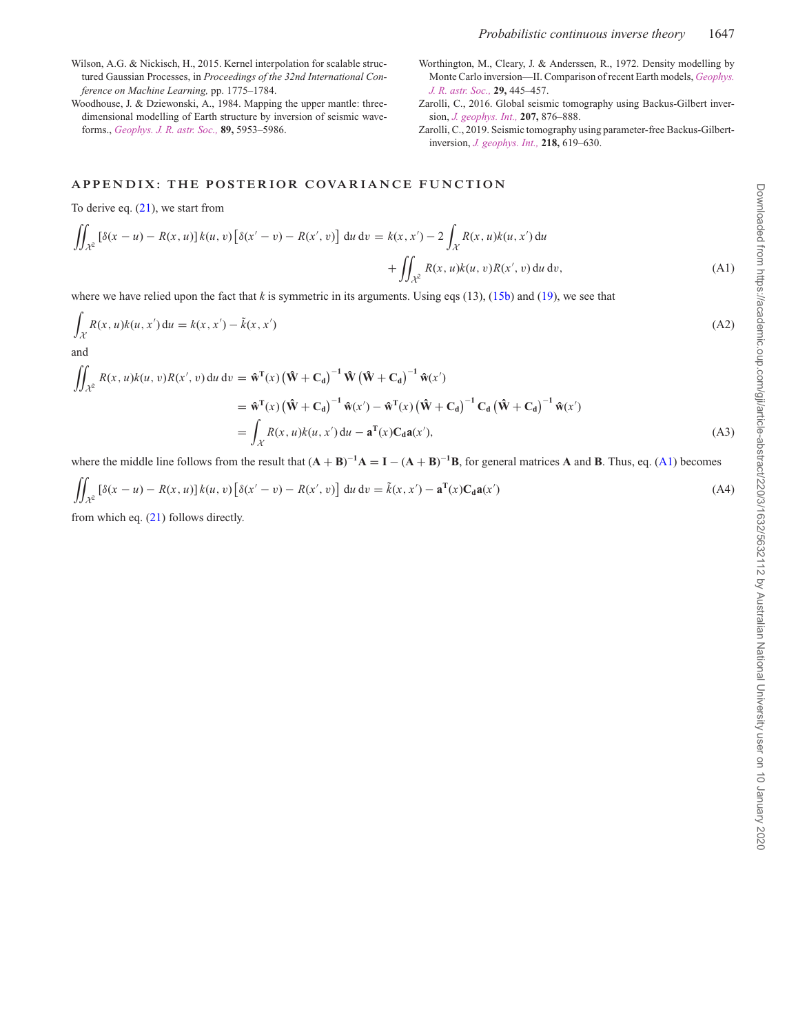Wilson, A.G. & Nickisch, H., 2015. Kernel interpolation for scalable structured Gaussian Processes, in *Proceedings of the 32nd International Conference on Machine Learning,* pp. 1775–1784.

Woodhouse, J. & Dziewonski, A., 1984. Mapping the upper mantle: three-dimensional modelling of Earth structure by inversion of seismic waveforms., *Geophys. J. R. astr. Soc.,* **89,** 5953–5986.

Worthington, M., Cleary, J. & Anderssen, R., 1972. Density modelling by Monte Carlo inversion—II. Comparison of recent Earth models, *Geophys. J. R. astr. Soc.,* **29,** 445–457.

Zarolli, C., 2016. Global seismic tomography using Backus-Gilbert inversion, *J. geophys. Int.,* **207,** 876–888.

Zarolli, C., 2019. Seismic tomography using parameter-free Backus-Gilbert-inversion, *J. geophys. Int.,* **218,** 619–630.

## APPENDIX: THE POSTERIOR COVARIANCE FUNCTION

To derive eq. (21), we start from

$$\iint_{\mathcal{X}^2} \left[\delta(x-u) - R(x,u)\right] k(u,v) \left[\delta(x'-v) - R(x',v)\right] \mathrm{d}u\,\mathrm{d}v = k(x,x') - 2\int_{\mathcal{X}} R(x,u)k(u,x')\,\mathrm{d}u + \iint_{\mathcal{X}^2} R(x,u)k(u,v)R(x',v)\,\mathrm{d}u\,\mathrm{d}v, \tag{A1}$$

where we have relied upon the fact that $k$ is symmetric in its arguments. Using eqs (13), (15b) and (19), we see that

$$\int_{\mathcal{X}} R(x,u)k(u,x')\,\mathrm{d}u = k(x,x') - \tilde{k}(x,x') \tag{A2}$$

and

$$\begin{aligned}
\iint_{\mathcal{X}^2} R(x,u)k(u,v)R(x',v)\,\mathrm{d}u\,\mathrm{d}v &= \hat{\mathbf{w}}^{\mathbf{T}}(x)\left(\hat{\mathbf{W}} + \mathbf{C_d}\right)^{-1}\hat{\mathbf{W}}\left(\hat{\mathbf{W}} + \mathbf{C_d}\right)^{-1}\hat{\mathbf{w}}(x') \\
&= \hat{\mathbf{w}}^{\mathbf{T}}(x)\left(\hat{\mathbf{W}} + \mathbf{C_d}\right)^{-1}\hat{\mathbf{w}}(x') - \hat{\mathbf{w}}^{\mathbf{T}}(x)\left(\hat{\mathbf{W}} + \mathbf{C_d}\right)^{-1}\mathbf{C_d}\left(\hat{\mathbf{W}} + \mathbf{C_d}\right)^{-1}\hat{\mathbf{w}}(x') \\
&= \int_{\mathcal{X}} R(x,u)k(u,x')\,\mathrm{d}u - \mathbf{a}^{\mathbf{T}}(x)\mathbf{C_d}\mathbf{a}(x'),
\end{aligned} \tag{A3}$$

where the middle line follows from the result that $(\mathbf{A}+\mathbf{B})^{-1}\mathbf{A} = \mathbf{I} - (\mathbf{A}+\mathbf{B})^{-1}\mathbf{B}$, for general matrices $\mathbf{A}$ and $\mathbf{B}$. Thus, eq. (A1) becomes

$$\iint_{\mathcal{X}^2} \left[\delta(x-u) - R(x,u)\right] k(u,v) \left[\delta(x'-v) - R(x',v)\right] \mathrm{d}u\,\mathrm{d}v = \tilde{k}(x,x') - \mathbf{a}^{\mathbf{T}}(x)\mathbf{C_d}\mathbf{a}(x') \tag{A4}$$

from which eq. (21) follows directly.